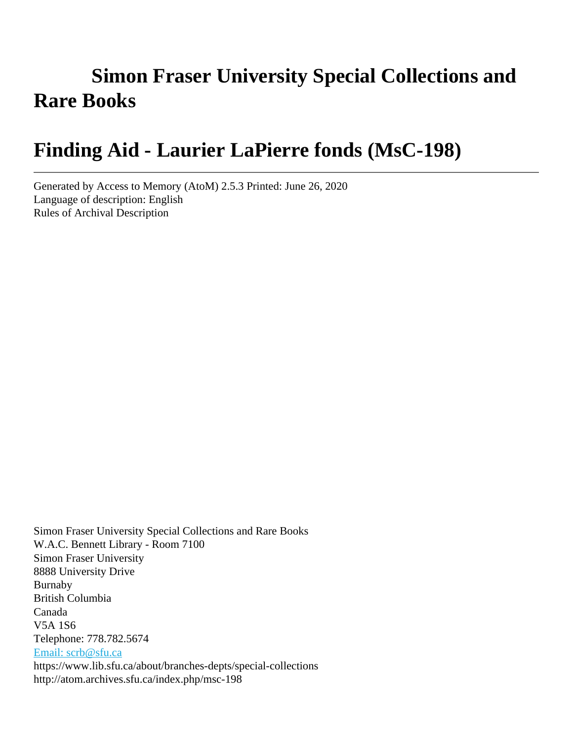# Simon Fraser University Special Collections and Rare Books

# Finding Aid - Laurier LaPierre fonds (MsC-198)

---

Generated by Access to Memory (AtoM) 2.5.3 Printed: June 26, 2020
Language of description: English
Rules of Archival Description

Simon Fraser University Special Collections and Rare Books
W.A.C. Bennett Library - Room 7100
Simon Fraser University
8888 University Drive
Burnaby
British Columbia
Canada
V5A 1S6
Telephone: 778.782.5674
Email: scrb@sfu.ca
https://www.lib.sfu.ca/about/branches-depts/special-collections
http://atom.archives.sfu.ca/index.php/msc-198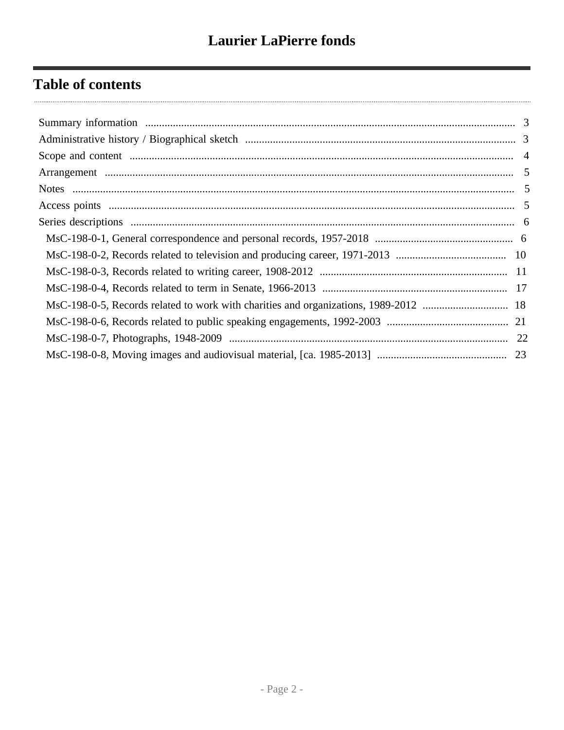# Laurier LaPierre fonds

## Table of contents

- Summary information ..... 3
- Administrative history / Biographical sketch ..... 3
- Scope and content ..... 4
- Arrangement ..... 5
- Notes ..... 5
- Access points ..... 5
- Series descriptions ..... 6
  - MsC-198-0-1, General correspondence and personal records, 1957-2018 ..... 6
  - MsC-198-0-2, Records related to television and producing career, 1971-2013 ..... 10
  - MsC-198-0-3, Records related to writing career, 1908-2012 ..... 11
  - MsC-198-0-4, Records related to term in Senate, 1966-2013 ..... 17
  - MsC-198-0-5, Records related to work with charities and organizations, 1989-2012 ..... 18
  - MsC-198-0-6, Records related to public speaking engagements, 1992-2003 ..... 21
  - MsC-198-0-7, Photographs, 1948-2009 ..... 22
  - MsC-198-0-8, Moving images and audiovisual material, [ca. 1985-2013] ..... 23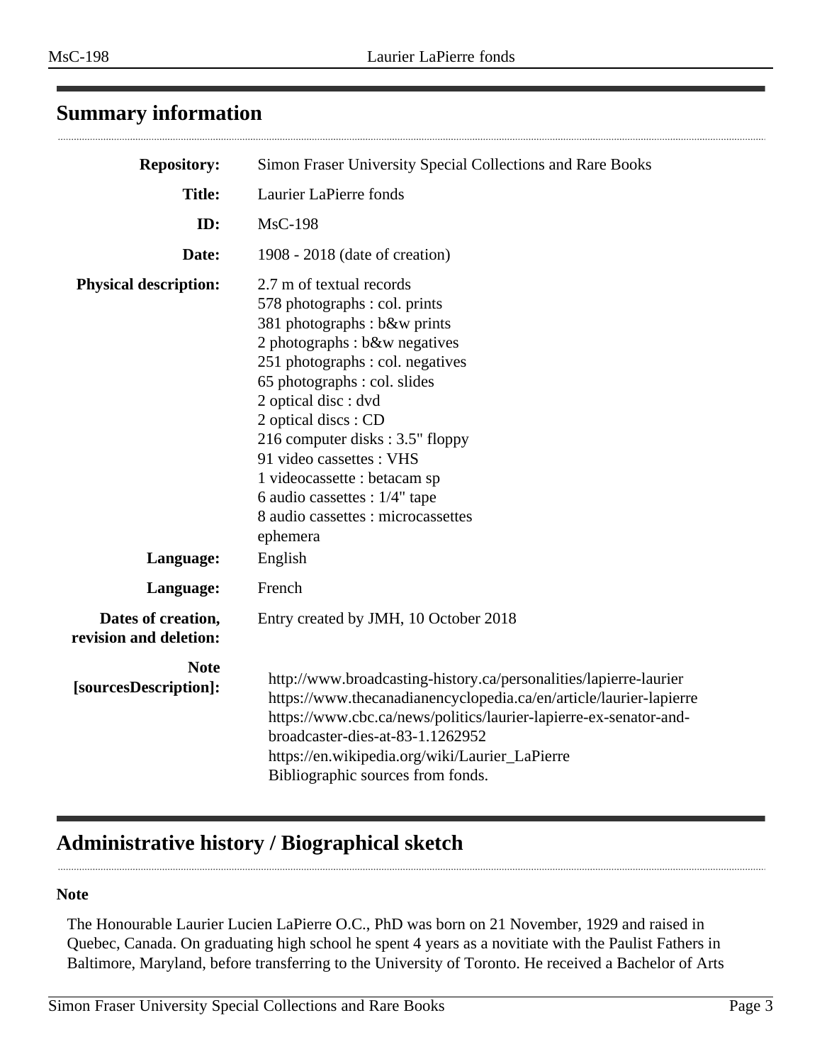## Summary information

| | |
|---|---|
| **Repository:** | Simon Fraser University Special Collections and Rare Books |
| **Title:** | Laurier LaPierre fonds |
| **ID:** | MsC-198 |
| **Date:** | 1908 - 2018 (date of creation) |
| **Physical description:** | 2.7 m of textual records<br>578 photographs : col. prints<br>381 photographs : b&w prints<br>2 photographs : b&w negatives<br>251 photographs : col. negatives<br>65 photographs : col. slides<br>2 optical disc : dvd<br>2 optical discs : CD<br>216 computer disks : 3.5" floppy<br>91 video cassettes : VHS<br>1 videocassette : betacam sp<br>6 audio cassettes : 1/4" tape<br>8 audio cassettes : microcassettes<br>ephemera |
| **Language:** | English |
| **Language:** | French |
| **Dates of creation, revision and deletion:** | Entry created by JMH, 10 October 2018 |
| **Note [sourcesDescription]:** | http://www.broadcasting-history.ca/personalities/lapierre-laurier<br>https://www.thecanadianencyclopedia.ca/en/article/laurier-lapierre<br>https://www.cbc.ca/news/politics/laurier-lapierre-ex-senator-and-broadcaster-dies-at-83-1.1262952<br>https://en.wikipedia.org/wiki/Laurier_LaPierre<br>Bibliographic sources from fonds. |

## Administrative history / Biographical sketch

**Note**

The Honourable Laurier Lucien LaPierre O.C., PhD was born on 21 November, 1929 and raised in Quebec, Canada. On graduating high school he spent 4 years as a novitiate with the Paulist Fathers in Baltimore, Maryland, before transferring to the University of Toronto. He received a Bachelor of Arts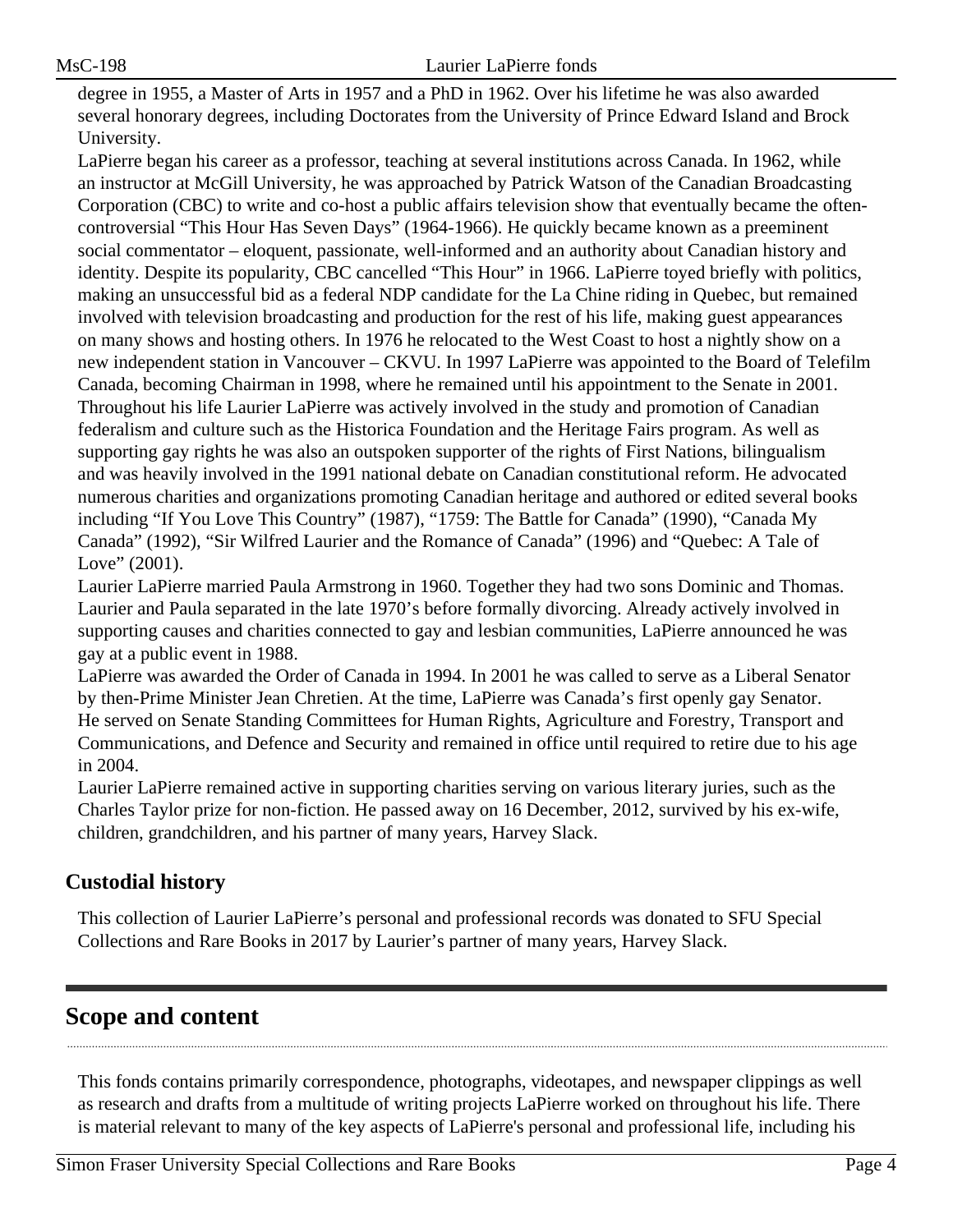degree in 1955, a Master of Arts in 1957 and a PhD in 1962. Over his lifetime he was also awarded several honorary degrees, including Doctorates from the University of Prince Edward Island and Brock University.

LaPierre began his career as a professor, teaching at several institutions across Canada. In 1962, while an instructor at McGill University, he was approached by Patrick Watson of the Canadian Broadcasting Corporation (CBC) to write and co-host a public affairs television show that eventually became the often-controversial “This Hour Has Seven Days” (1964-1966). He quickly became known as a preeminent social commentator – eloquent, passionate, well-informed and an authority about Canadian history and identity. Despite its popularity, CBC cancelled “This Hour” in 1966. LaPierre toyed briefly with politics, making an unsuccessful bid as a federal NDP candidate for the La Chine riding in Quebec, but remained involved with television broadcasting and production for the rest of his life, making guest appearances on many shows and hosting others. In 1976 he relocated to the West Coast to host a nightly show on a new independent station in Vancouver – CKVU. In 1997 LaPierre was appointed to the Board of Telefilm Canada, becoming Chairman in 1998, where he remained until his appointment to the Senate in 2001.

Throughout his life Laurier LaPierre was actively involved in the study and promotion of Canadian federalism and culture such as the Historica Foundation and the Heritage Fairs program. As well as supporting gay rights he was also an outspoken supporter of the rights of First Nations, bilingualism and was heavily involved in the 1991 national debate on Canadian constitutional reform. He advocated numerous charities and organizations promoting Canadian heritage and authored or edited several books including “If You Love This Country” (1987), “1759: The Battle for Canada” (1990), “Canada My Canada” (1992), “Sir Wilfred Laurier and the Romance of Canada” (1996) and “Quebec: A Tale of Love” (2001).

Laurier LaPierre married Paula Armstrong in 1960. Together they had two sons Dominic and Thomas. Laurier and Paula separated in the late 1970’s before formally divorcing. Already actively involved in supporting causes and charities connected to gay and lesbian communities, LaPierre announced he was gay at a public event in 1988.

LaPierre was awarded the Order of Canada in 1994. In 2001 he was called to serve as a Liberal Senator by then-Prime Minister Jean Chretien. At the time, LaPierre was Canada’s first openly gay Senator. He served on Senate Standing Committees for Human Rights, Agriculture and Forestry, Transport and Communications, and Defence and Security and remained in office until required to retire due to his age in 2004.

Laurier LaPierre remained active in supporting charities serving on various literary juries, such as the Charles Taylor prize for non-fiction. He passed away on 16 December, 2012, survived by his ex-wife, children, grandchildren, and his partner of many years, Harvey Slack.

### Custodial history

This collection of Laurier LaPierre’s personal and professional records was donated to SFU Special Collections and Rare Books in 2017 by Laurier’s partner of many years, Harvey Slack.

## Scope and content

This fonds contains primarily correspondence, photographs, videotapes, and newspaper clippings as well as research and drafts from a multitude of writing projects LaPierre worked on throughout his life. There is material relevant to many of the key aspects of LaPierre's personal and professional life, including his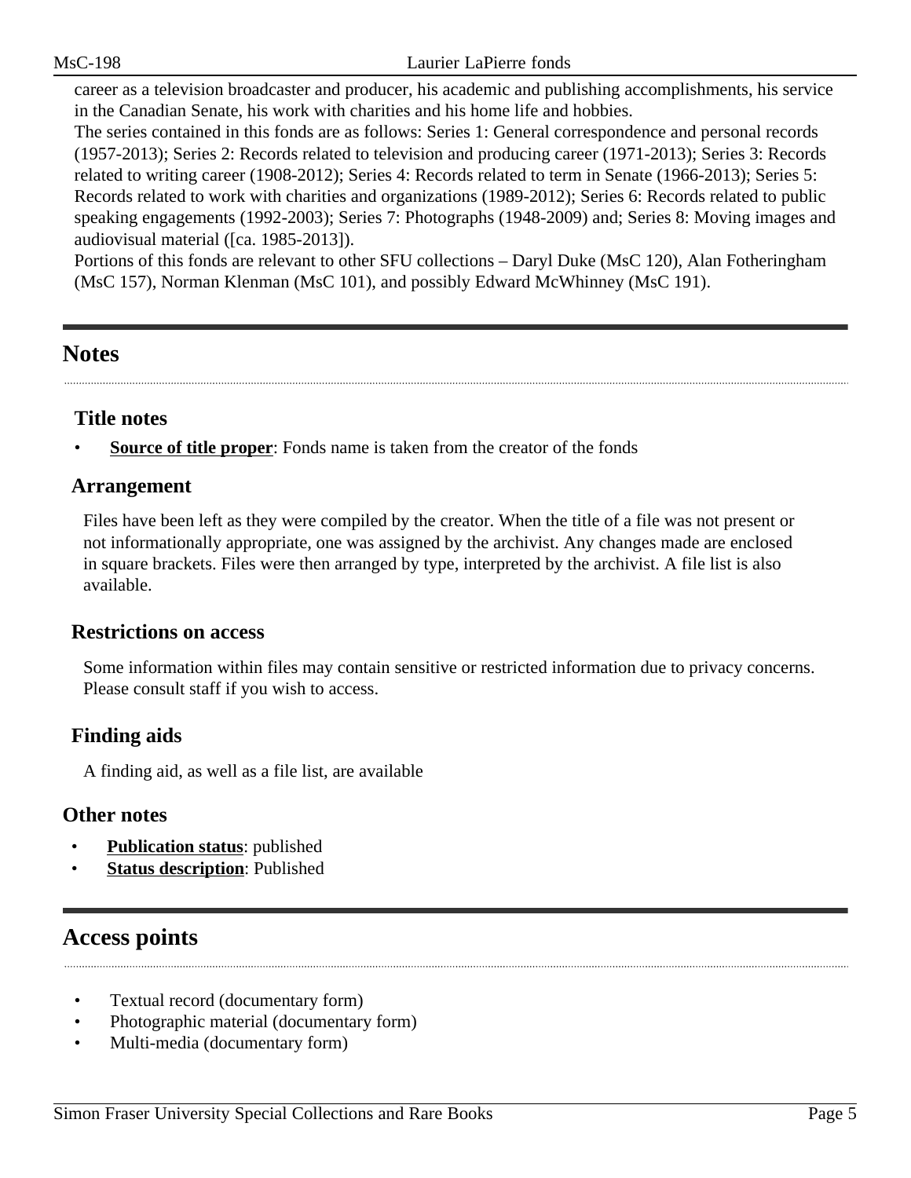career as a television broadcaster and producer, his academic and publishing accomplishments, his service in the Canadian Senate, his work with charities and his home life and hobbies.

The series contained in this fonds are as follows: Series 1: General correspondence and personal records (1957-2013); Series 2: Records related to television and producing career (1971-2013); Series 3: Records related to writing career (1908-2012); Series 4: Records related to term in Senate (1966-2013); Series 5: Records related to work with charities and organizations (1989-2012); Series 6: Records related to public speaking engagements (1992-2003); Series 7: Photographs (1948-2009) and; Series 8: Moving images and audiovisual material ([ca. 1985-2013]).

Portions of this fonds are relevant to other SFU collections – Daryl Duke (MsC 120), Alan Fotheringham (MsC 157), Norman Klenman (MsC 101), and possibly Edward McWhinney (MsC 191).

## Notes

### Title notes

- **Source of title proper**: Fonds name is taken from the creator of the fonds

### Arrangement

Files have been left as they were compiled by the creator. When the title of a file was not present or not informationally appropriate, one was assigned by the archivist. Any changes made are enclosed in square brackets. Files were then arranged by type, interpreted by the archivist. A file list is also available.

### Restrictions on access

Some information within files may contain sensitive or restricted information due to privacy concerns. Please consult staff if you wish to access.

### Finding aids

A finding aid, as well as a file list, are available

### Other notes

- **Publication status**: published
- **Status description**: Published

## Access points

- Textual record (documentary form)
- Photographic material (documentary form)
- Multi-media (documentary form)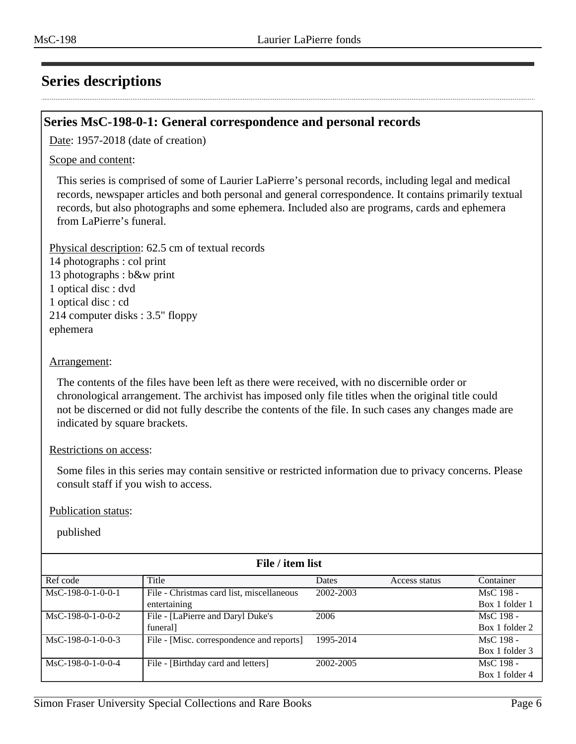## Series descriptions

### Series MsC-198-0-1: General correspondence and personal records

Date: 1957-2018 (date of creation)

Scope and content:

This series is comprised of some of Laurier LaPierre's personal records, including legal and medical records, newspaper articles and both personal and general correspondence. It contains primarily textual records, but also photographs and some ephemera. Included also are programs, cards and ephemera from LaPierre's funeral.

Physical description: 62.5 cm of textual records
14 photographs : col print
13 photographs : b&w print
1 optical disc : dvd
1 optical disc : cd
214 computer disks : 3.5" floppy
ephemera

Arrangement:

The contents of the files have been left as there were received, with no discernible order or chronological arrangement. The archivist has imposed only file titles when the original title could not be discerned or did not fully describe the contents of the file. In such cases any changes made are indicated by square brackets.

Restrictions on access:

Some files in this series may contain sensitive or restricted information due to privacy concerns. Please consult staff if you wish to access.

Publication status:

published

**File / item list**

| Ref code | Title | Dates | Access status | Container |
|---|---|---|---|---|
| MsC-198-0-1-0-0-1 | File - Christmas card list, miscellaneous entertaining | 2002-2003 | | MsC 198 - Box 1 folder 1 |
| MsC-198-0-1-0-0-2 | File - [LaPierre and Daryl Duke's funeral] | 2006 | | MsC 198 - Box 1 folder 2 |
| MsC-198-0-1-0-0-3 | File - [Misc. correspondence and reports] | 1995-2014 | | MsC 198 - Box 1 folder 3 |
| MsC-198-0-1-0-0-4 | File - [Birthday card and letters] | 2002-2005 | | MsC 198 - Box 1 folder 4 |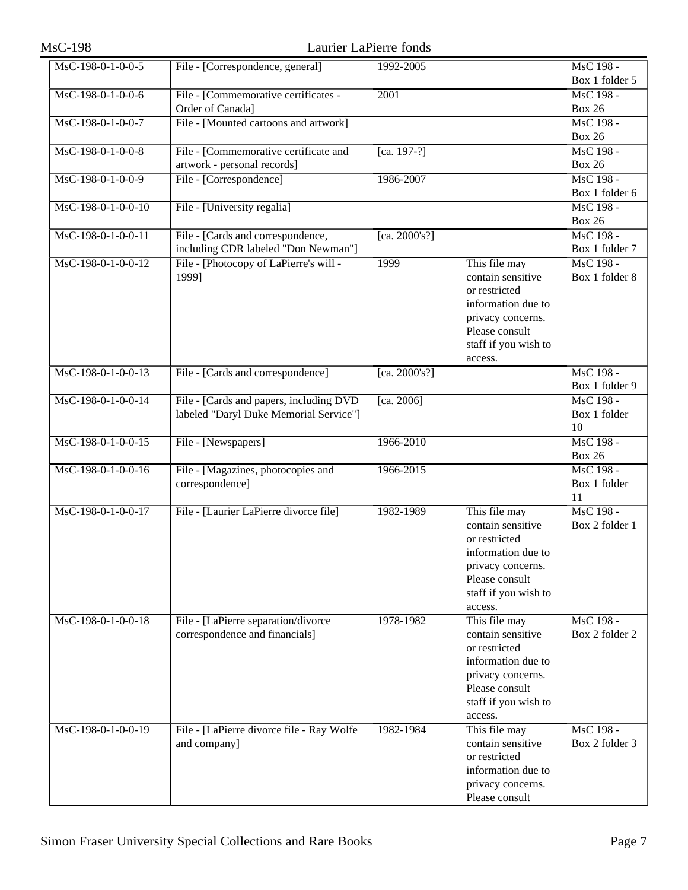| MsC-198-0-1-0-0-5 | File - [Correspondence, general] | 1992-2005 | | MsC 198 - Box 1 folder 5 |
|---|---|---|---|---|
| MsC-198-0-1-0-0-6 | File - [Commemorative certificates - Order of Canada] | 2001 | | MsC 198 - Box 26 |
| MsC-198-0-1-0-0-7 | File - [Mounted cartoons and artwork] | | | MsC 198 - Box 26 |
| MsC-198-0-1-0-0-8 | File - [Commemorative certificate and artwork - personal records] | [ca. 197-?] | | MsC 198 - Box 26 |
| MsC-198-0-1-0-0-9 | File - [Correspondence] | 1986-2007 | | MsC 198 - Box 1 folder 6 |
| MsC-198-0-1-0-0-10 | File - [University regalia] | | | MsC 198 - Box 26 |
| MsC-198-0-1-0-0-11 | File - [Cards and correspondence, including CDR labeled "Don Newman"] | [ca. 2000's?] | | MsC 198 - Box 1 folder 7 |
| MsC-198-0-1-0-0-12 | File - [Photocopy of LaPierre's will - 1999] | 1999 | This file may contain sensitive or restricted information due to privacy concerns. Please consult staff if you wish to access. | MsC 198 - Box 1 folder 8 |
| MsC-198-0-1-0-0-13 | File - [Cards and correspondence] | [ca. 2000's?] | | MsC 198 - Box 1 folder 9 |
| MsC-198-0-1-0-0-14 | File - [Cards and papers, including DVD labeled "Daryl Duke Memorial Service"] | [ca. 2006] | | MsC 198 - Box 1 folder 10 |
| MsC-198-0-1-0-0-15 | File - [Newspapers] | 1966-2010 | | MsC 198 - Box 26 |
| MsC-198-0-1-0-0-16 | File - [Magazines, photocopies and correspondence] | 1966-2015 | | MsC 198 - Box 1 folder 11 |
| MsC-198-0-1-0-0-17 | File - [Laurier LaPierre divorce file] | 1982-1989 | This file may contain sensitive or restricted information due to privacy concerns. Please consult staff if you wish to access. | MsC 198 - Box 2 folder 1 |
| MsC-198-0-1-0-0-18 | File - [LaPierre separation/divorce correspondence and financials] | 1978-1982 | This file may contain sensitive or restricted information due to privacy concerns. Please consult staff if you wish to access. | MsC 198 - Box 2 folder 2 |
| MsC-198-0-1-0-0-19 | File - [LaPierre divorce file - Ray Wolfe and company] | 1982-1984 | This file may contain sensitive or restricted information due to privacy concerns. Please consult | MsC 198 - Box 2 folder 3 |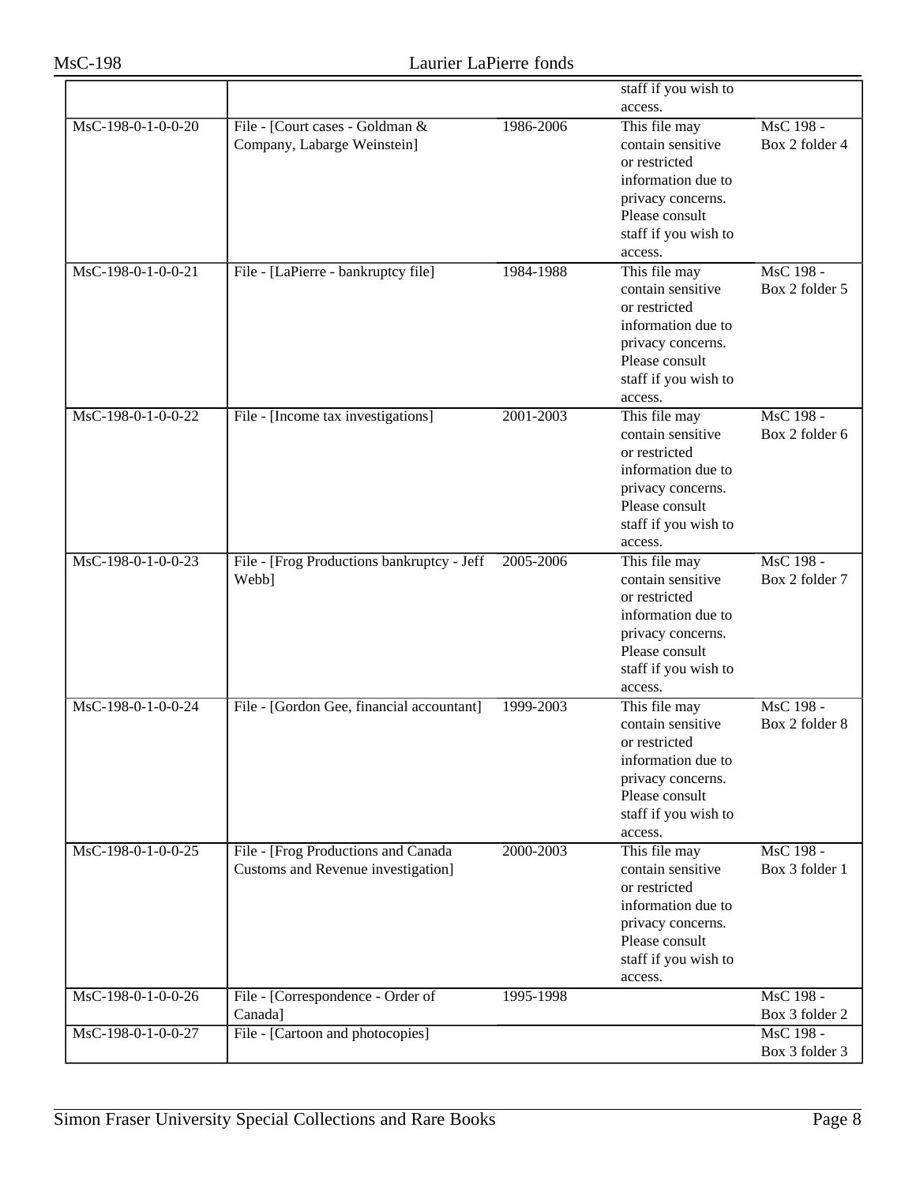| | | | staff if you wish to access. | |
|---|---|---|---|---|
| MsC-198-0-1-0-0-20 | File - [Court cases - Goldman & Company, Labarge Weinstein] | 1986-2006 | This file may contain sensitive or restricted information due to privacy concerns. Please consult staff if you wish to access. | MsC 198 - Box 2 folder 4 |
| MsC-198-0-1-0-0-21 | File - [LaPierre - bankruptcy file] | 1984-1988 | This file may contain sensitive or restricted information due to privacy concerns. Please consult staff if you wish to access. | MsC 198 - Box 2 folder 5 |
| MsC-198-0-1-0-0-22 | File - [Income tax investigations] | 2001-2003 | This file may contain sensitive or restricted information due to privacy concerns. Please consult staff if you wish to access. | MsC 198 - Box 2 folder 6 |
| MsC-198-0-1-0-0-23 | File - [Frog Productions bankruptcy - Jeff Webb] | 2005-2006 | This file may contain sensitive or restricted information due to privacy concerns. Please consult staff if you wish to access. | MsC 198 - Box 2 folder 7 |
| MsC-198-0-1-0-0-24 | File - [Gordon Gee, financial accountant] | 1999-2003 | This file may contain sensitive or restricted information due to privacy concerns. Please consult staff if you wish to access. | MsC 198 - Box 2 folder 8 |
| MsC-198-0-1-0-0-25 | File - [Frog Productions and Canada Customs and Revenue investigation] | 2000-2003 | This file may contain sensitive or restricted information due to privacy concerns. Please consult staff if you wish to access. | MsC 198 - Box 3 folder 1 |
| MsC-198-0-1-0-0-26 | File - [Correspondence - Order of Canada] | 1995-1998 | | MsC 198 - Box 3 folder 2 |
| MsC-198-0-1-0-0-27 | File - [Cartoon and photocopies] | | | MsC 198 - Box 3 folder 3 |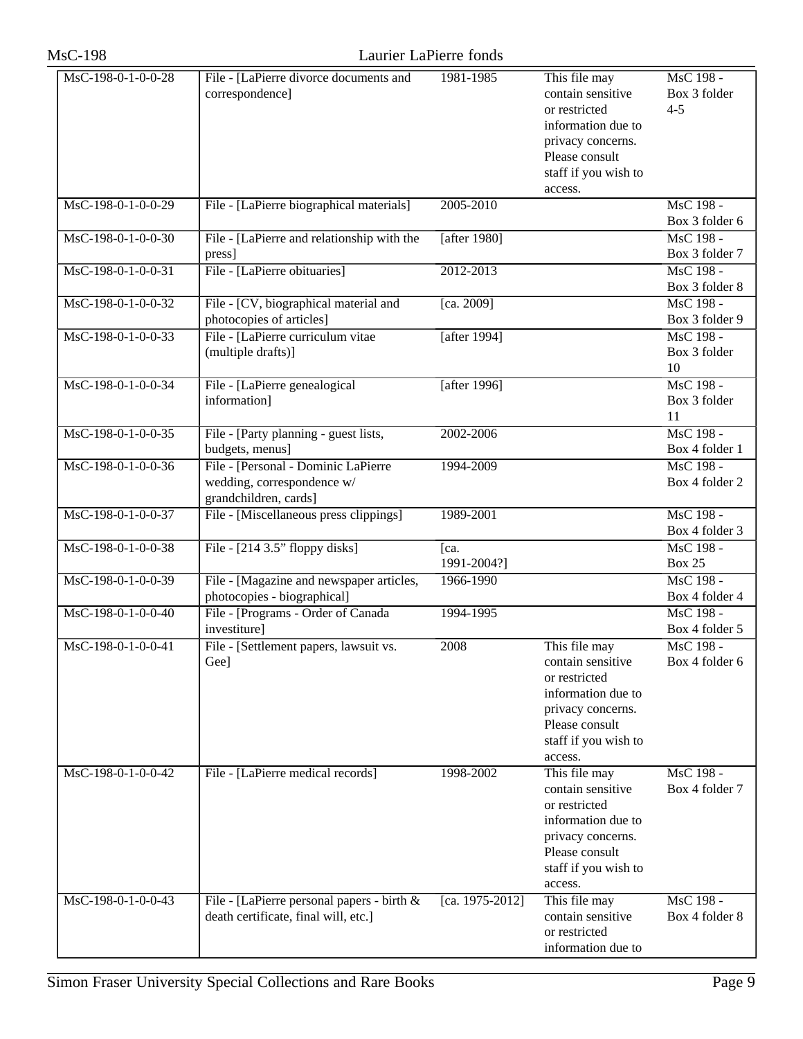| | | | | |
|---|---|---|---|---|
| MsC-198-0-1-0-0-28 | File - [LaPierre divorce documents and correspondence] | 1981-1985 | This file may contain sensitive or restricted information due to privacy concerns. Please consult staff if you wish to access. | MsC 198 - Box 3 folder 4-5 |
| MsC-198-0-1-0-0-29 | File - [LaPierre biographical materials] | 2005-2010 | | MsC 198 - Box 3 folder 6 |
| MsC-198-0-1-0-0-30 | File - [LaPierre and relationship with the press] | [after 1980] | | MsC 198 - Box 3 folder 7 |
| MsC-198-0-1-0-0-31 | File - [LaPierre obituaries] | 2012-2013 | | MsC 198 - Box 3 folder 8 |
| MsC-198-0-1-0-0-32 | File - [CV, biographical material and photocopies of articles] | [ca. 2009] | | MsC 198 - Box 3 folder 9 |
| MsC-198-0-1-0-0-33 | File - [LaPierre curriculum vitae (multiple drafts)] | [after 1994] | | MsC 198 - Box 3 folder 10 |
| MsC-198-0-1-0-0-34 | File - [LaPierre genealogical information] | [after 1996] | | MsC 198 - Box 3 folder 11 |
| MsC-198-0-1-0-0-35 | File - [Party planning - guest lists, budgets, menus] | 2002-2006 | | MsC 198 - Box 4 folder 1 |
| MsC-198-0-1-0-0-36 | File - [Personal - Dominic LaPierre wedding, correspondence w/ grandchildren, cards] | 1994-2009 | | MsC 198 - Box 4 folder 2 |
| MsC-198-0-1-0-0-37 | File - [Miscellaneous press clippings] | 1989-2001 | | MsC 198 - Box 4 folder 3 |
| MsC-198-0-1-0-0-38 | File - [214 3.5” floppy disks] | [ca. 1991-2004?] | | MsC 198 - Box 25 |
| MsC-198-0-1-0-0-39 | File - [Magazine and newspaper articles, photocopies - biographical] | 1966-1990 | | MsC 198 - Box 4 folder 4 |
| MsC-198-0-1-0-0-40 | File - [Programs - Order of Canada investiture] | 1994-1995 | | MsC 198 - Box 4 folder 5 |
| MsC-198-0-1-0-0-41 | File - [Settlement papers, lawsuit vs. Gee] | 2008 | This file may contain sensitive or restricted information due to privacy concerns. Please consult staff if you wish to access. | MsC 198 - Box 4 folder 6 |
| MsC-198-0-1-0-0-42 | File - [LaPierre medical records] | 1998-2002 | This file may contain sensitive or restricted information due to privacy concerns. Please consult staff if you wish to access. | MsC 198 - Box 4 folder 7 |
| MsC-198-0-1-0-0-43 | File - [LaPierre personal papers - birth & death certificate, final will, etc.] | [ca. 1975-2012] | This file may contain sensitive or restricted information due to | MsC 198 - Box 4 folder 8 |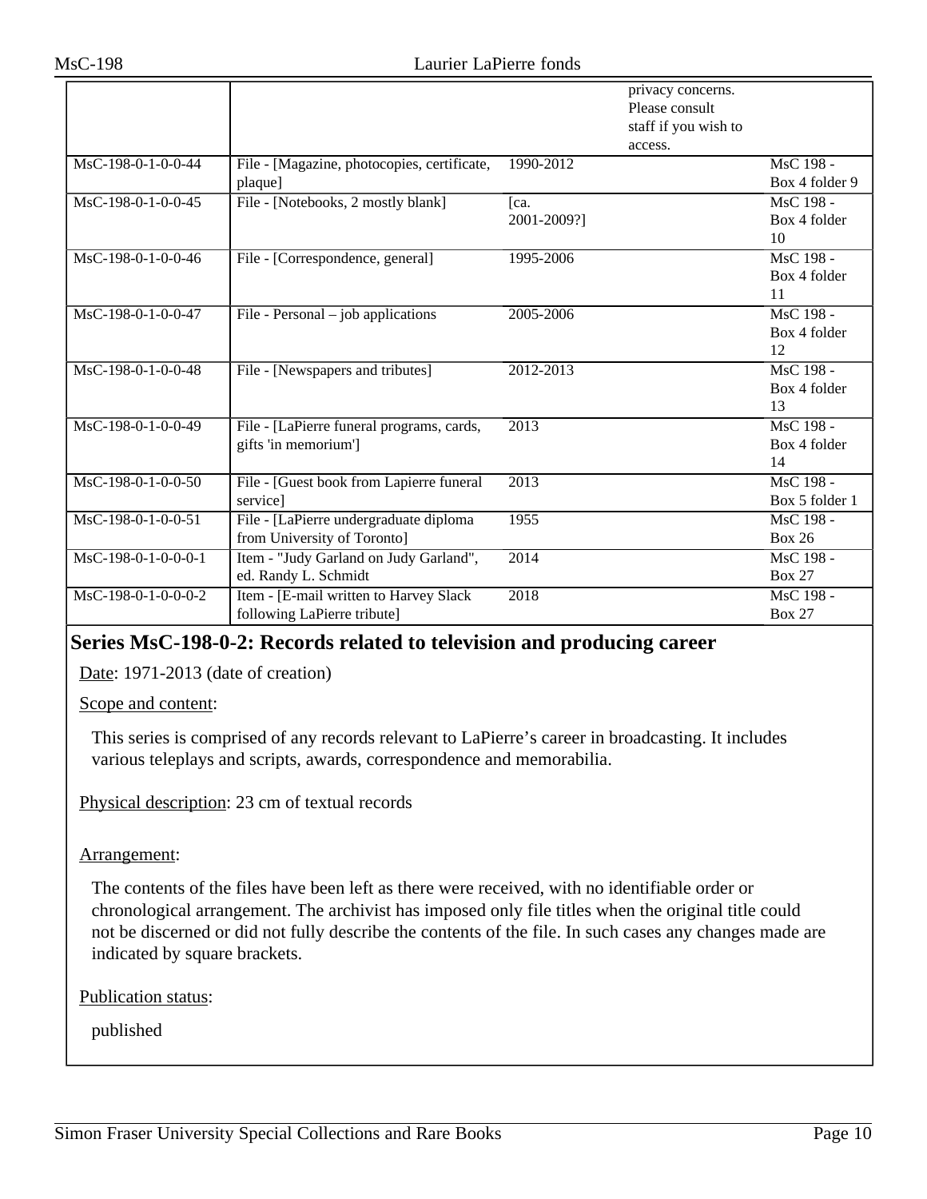| | | | privacy concerns. Please consult staff if you wish to access. | |
|---|---|---|---|---|
| MsC-198-0-1-0-0-44 | File - [Magazine, photocopies, certificate, plaque] | 1990-2012 | | MsC 198 - Box 4 folder 9 |
| MsC-198-0-1-0-0-45 | File - [Notebooks, 2 mostly blank] | [ca. 2001-2009?] | | MsC 198 - Box 4 folder 10 |
| MsC-198-0-1-0-0-46 | File - [Correspondence, general] | 1995-2006 | | MsC 198 - Box 4 folder 11 |
| MsC-198-0-1-0-0-47 | File - Personal – job applications | 2005-2006 | | MsC 198 - Box 4 folder 12 |
| MsC-198-0-1-0-0-48 | File - [Newspapers and tributes] | 2012-2013 | | MsC 198 - Box 4 folder 13 |
| MsC-198-0-1-0-0-49 | File - [LaPierre funeral programs, cards, gifts 'in memorium'] | 2013 | | MsC 198 - Box 4 folder 14 |
| MsC-198-0-1-0-0-50 | File - [Guest book from Lapierre funeral service] | 2013 | | MsC 198 - Box 5 folder 1 |
| MsC-198-0-1-0-0-51 | File - [LaPierre undergraduate diploma from University of Toronto] | 1955 | | MsC 198 - Box 26 |
| MsC-198-0-1-0-0-0-1 | Item - "Judy Garland on Judy Garland", ed. Randy L. Schmidt | 2014 | | MsC 198 - Box 27 |
| MsC-198-0-1-0-0-0-2 | Item - [E-mail written to Harvey Slack following LaPierre tribute] | 2018 | | MsC 198 - Box 27 |

## Series MsC-198-0-2: Records related to television and producing career

Date: 1971-2013 (date of creation)

Scope and content:

This series is comprised of any records relevant to LaPierre's career in broadcasting. It includes various teleplays and scripts, awards, correspondence and memorabilia.

Physical description: 23 cm of textual records

Arrangement:

The contents of the files have been left as there were received, with no identifiable order or chronological arrangement. The archivist has imposed only file titles when the original title could not be discerned or did not fully describe the contents of the file. In such cases any changes made are indicated by square brackets.

Publication status:

published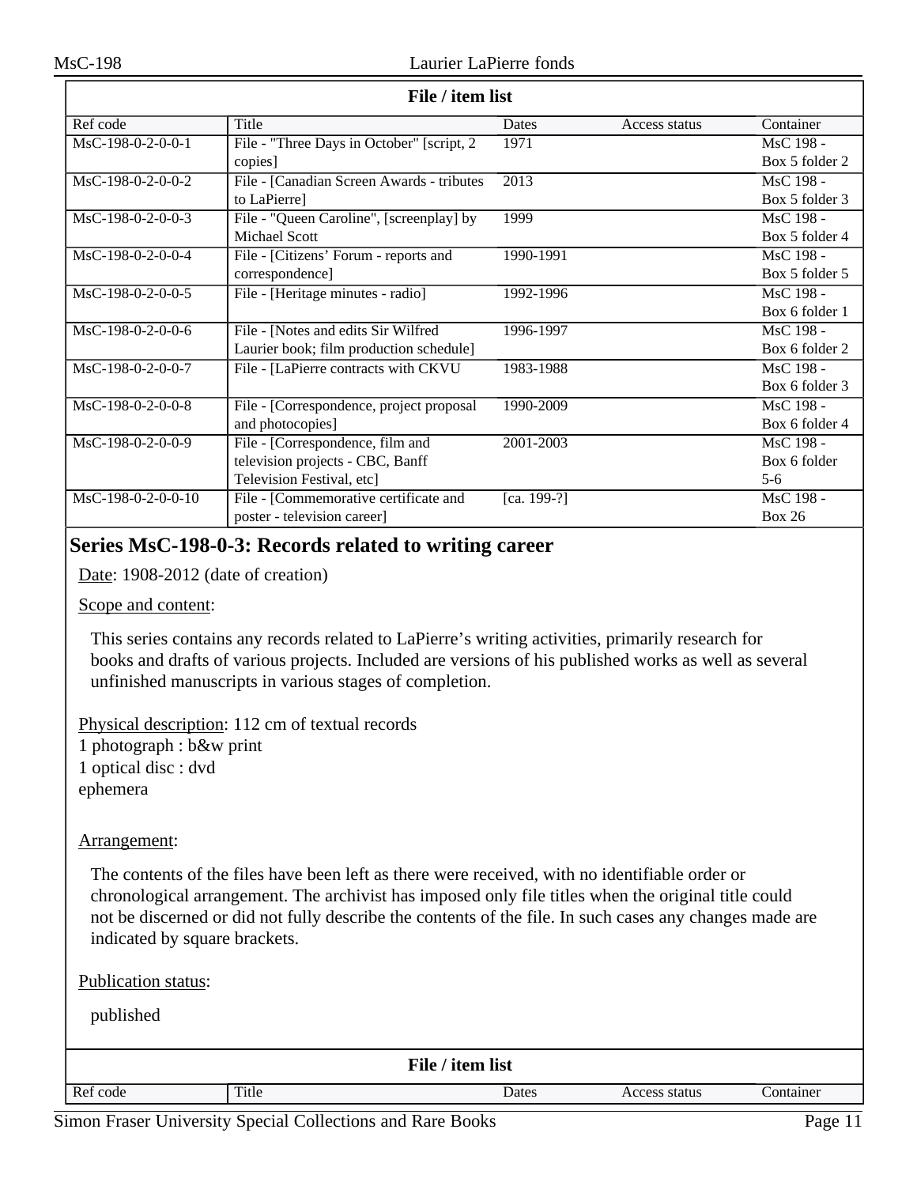| File / item list | | | | |
|---|---|---|---|---|
| Ref code | Title | Dates | Access status | Container |
| MsC-198-0-2-0-0-1 | File - "Three Days in October" [script, 2 copies] | 1971 | | MsC 198 - Box 5 folder 2 |
| MsC-198-0-2-0-0-2 | File - [Canadian Screen Awards - tributes to LaPierre] | 2013 | | MsC 198 - Box 5 folder 3 |
| MsC-198-0-2-0-0-3 | File - "Queen Caroline", [screenplay] by Michael Scott | 1999 | | MsC 198 - Box 5 folder 4 |
| MsC-198-0-2-0-0-4 | File - [Citizens' Forum - reports and correspondence] | 1990-1991 | | MsC 198 - Box 5 folder 5 |
| MsC-198-0-2-0-0-5 | File - [Heritage minutes - radio] | 1992-1996 | | MsC 198 - Box 6 folder 1 |
| MsC-198-0-2-0-0-6 | File - [Notes and edits Sir Wilfred Laurier book; film production schedule] | 1996-1997 | | MsC 198 - Box 6 folder 2 |
| MsC-198-0-2-0-0-7 | File - [LaPierre contracts with CKVU | 1983-1988 | | MsC 198 - Box 6 folder 3 |
| MsC-198-0-2-0-0-8 | File - [Correspondence, project proposal and photocopies] | 1990-2009 | | MsC 198 - Box 6 folder 4 |
| MsC-198-0-2-0-0-9 | File - [Correspondence, film and television projects - CBC, Banff Television Festival, etc] | 2001-2003 | | MsC 198 - Box 6 folder 5-6 |
| MsC-198-0-2-0-0-10 | File - [Commemorative certificate and poster - television career] | [ca. 199-?] | | MsC 198 - Box 26 |

## Series MsC-198-0-3: Records related to writing career

Date: 1908-2012 (date of creation)

Scope and content:

This series contains any records related to LaPierre's writing activities, primarily research for books and drafts of various projects. Included are versions of his published works as well as several unfinished manuscripts in various stages of completion.

Physical description: 112 cm of textual records
1 photograph : b&w print
1 optical disc : dvd
ephemera

Arrangement:

The contents of the files have been left as there were received, with no identifiable order or chronological arrangement. The archivist has imposed only file titles when the original title could not be discerned or did not fully describe the contents of the file. In such cases any changes made are indicated by square brackets.

Publication status:

published

| File / item list | | | | |
|---|---|---|---|---|
| Ref code | Title | Dates | Access status | Container |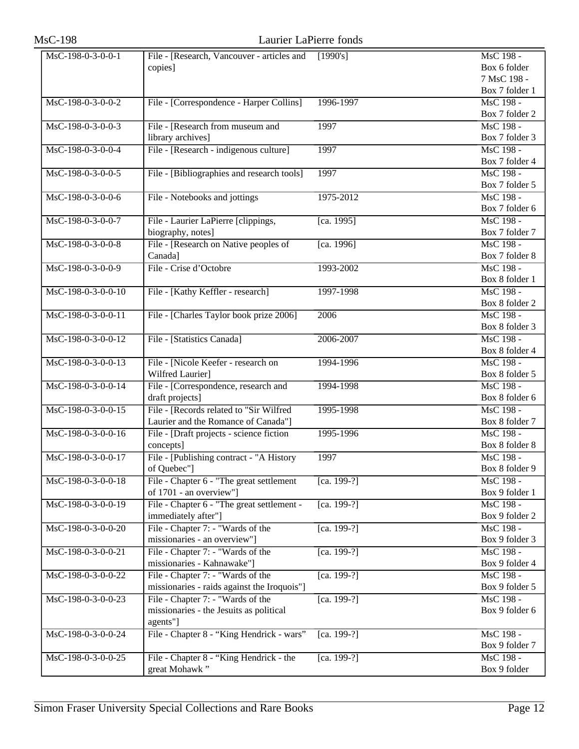| MsC-198-0-3-0-0-1 | File - [Research, Vancouver - articles and copies] | [1990's] | MsC 198 - Box 6 folder 7 MsC 198 - Box 7 folder 1 |
|---|---|---|---|
| MsC-198-0-3-0-0-2 | File - [Correspondence - Harper Collins] | 1996-1997 | MsC 198 - Box 7 folder 2 |
| MsC-198-0-3-0-0-3 | File - [Research from museum and library archives] | 1997 | MsC 198 - Box 7 folder 3 |
| MsC-198-0-3-0-0-4 | File - [Research - indigenous culture] | 1997 | MsC 198 - Box 7 folder 4 |
| MsC-198-0-3-0-0-5 | File - [Bibliographies and research tools] | 1997 | MsC 198 - Box 7 folder 5 |
| MsC-198-0-3-0-0-6 | File - Notebooks and jottings | 1975-2012 | MsC 198 - Box 7 folder 6 |
| MsC-198-0-3-0-0-7 | File - Laurier LaPierre [clippings, biography, notes] | [ca. 1995] | MsC 198 - Box 7 folder 7 |
| MsC-198-0-3-0-0-8 | File - [Research on Native peoples of Canada] | [ca. 1996] | MsC 198 - Box 7 folder 8 |
| MsC-198-0-3-0-0-9 | File - Crise d'Octobre | 1993-2002 | MsC 198 - Box 8 folder 1 |
| MsC-198-0-3-0-0-10 | File - [Kathy Keffler - research] | 1997-1998 | MsC 198 - Box 8 folder 2 |
| MsC-198-0-3-0-0-11 | File - [Charles Taylor book prize 2006] | 2006 | MsC 198 - Box 8 folder 3 |
| MsC-198-0-3-0-0-12 | File - [Statistics Canada] | 2006-2007 | MsC 198 - Box 8 folder 4 |
| MsC-198-0-3-0-0-13 | File - [Nicole Keefer - research on Wilfred Laurier] | 1994-1996 | MsC 198 - Box 8 folder 5 |
| MsC-198-0-3-0-0-14 | File - [Correspondence, research and draft projects] | 1994-1998 | MsC 198 - Box 8 folder 6 |
| MsC-198-0-3-0-0-15 | File - [Records related to "Sir Wilfred Laurier and the Romance of Canada"] | 1995-1998 | MsC 198 - Box 8 folder 7 |
| MsC-198-0-3-0-0-16 | File - [Draft projects - science fiction concepts] | 1995-1996 | MsC 198 - Box 8 folder 8 |
| MsC-198-0-3-0-0-17 | File - [Publishing contract - "A History of Quebec"] | 1997 | MsC 198 - Box 8 folder 9 |
| MsC-198-0-3-0-0-18 | File - Chapter 6 - "The great settlement of 1701 - an overview"] | [ca. 199-?] | MsC 198 - Box 9 folder 1 |
| MsC-198-0-3-0-0-19 | File - Chapter 6 - "The great settlement - immediately after"] | [ca. 199-?] | MsC 198 - Box 9 folder 2 |
| MsC-198-0-3-0-0-20 | File - Chapter 7: - "Wards of the missionaries - an overview"] | [ca. 199-?] | MsC 198 - Box 9 folder 3 |
| MsC-198-0-3-0-0-21 | File - Chapter 7: - "Wards of the missionaries - Kahnawake"] | [ca. 199-?] | MsC 198 - Box 9 folder 4 |
| MsC-198-0-3-0-0-22 | File - Chapter 7: - "Wards of the missionaries - raids against the Iroquois"] | [ca. 199-?] | MsC 198 - Box 9 folder 5 |
| MsC-198-0-3-0-0-23 | File - Chapter 7: - "Wards of the missionaries - the Jesuits as political agents"] | [ca. 199-?] | MsC 198 - Box 9 folder 6 |
| MsC-198-0-3-0-0-24 | File - Chapter 8 - "King Hendrick - wars" | [ca. 199-?] | MsC 198 - Box 9 folder 7 |
| MsC-198-0-3-0-0-25 | File - Chapter 8 - "King Hendrick - the great Mohawk " | [ca. 199-?] | MsC 198 - Box 9 folder |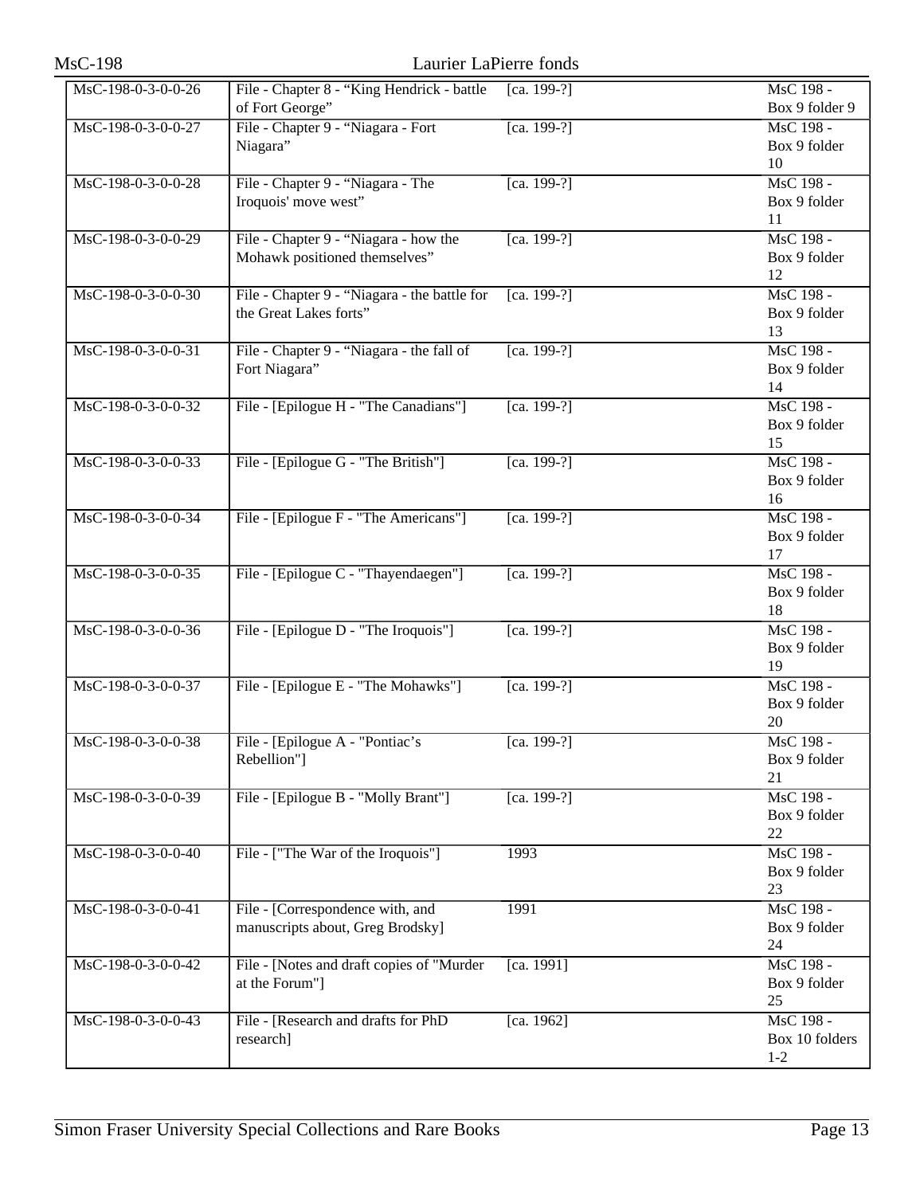| MsC-198-0-3-0-0-26 | File - Chapter 8 - “King Hendrick - battle of Fort George” | [ca. 199-?] | MsC 198 - Box 9 folder 9 |
|---|---|---|---|
| MsC-198-0-3-0-0-27 | File - Chapter 9 - “Niagara - Fort Niagara” | [ca. 199-?] | MsC 198 - Box 9 folder 10 |
| MsC-198-0-3-0-0-28 | File - Chapter 9 - “Niagara - The Iroquois' move west” | [ca. 199-?] | MsC 198 - Box 9 folder 11 |
| MsC-198-0-3-0-0-29 | File - Chapter 9 - “Niagara - how the Mohawk positioned themselves” | [ca. 199-?] | MsC 198 - Box 9 folder 12 |
| MsC-198-0-3-0-0-30 | File - Chapter 9 - “Niagara - the battle for the Great Lakes forts” | [ca. 199-?] | MsC 198 - Box 9 folder 13 |
| MsC-198-0-3-0-0-31 | File - Chapter 9 - “Niagara - the fall of Fort Niagara” | [ca. 199-?] | MsC 198 - Box 9 folder 14 |
| MsC-198-0-3-0-0-32 | File - [Epilogue H - "The Canadians"] | [ca. 199-?] | MsC 198 - Box 9 folder 15 |
| MsC-198-0-3-0-0-33 | File - [Epilogue G - "The British"] | [ca. 199-?] | MsC 198 - Box 9 folder 16 |
| MsC-198-0-3-0-0-34 | File - [Epilogue F - "The Americans"] | [ca. 199-?] | MsC 198 - Box 9 folder 17 |
| MsC-198-0-3-0-0-35 | File - [Epilogue C - "Thayendaegen"] | [ca. 199-?] | MsC 198 - Box 9 folder 18 |
| MsC-198-0-3-0-0-36 | File - [Epilogue D - "The Iroquois"] | [ca. 199-?] | MsC 198 - Box 9 folder 19 |
| MsC-198-0-3-0-0-37 | File - [Epilogue E - "The Mohawks"] | [ca. 199-?] | MsC 198 - Box 9 folder 20 |
| MsC-198-0-3-0-0-38 | File - [Epilogue A - "Pontiac’s Rebellion"] | [ca. 199-?] | MsC 198 - Box 9 folder 21 |
| MsC-198-0-3-0-0-39 | File - [Epilogue B - "Molly Brant"] | [ca. 199-?] | MsC 198 - Box 9 folder 22 |
| MsC-198-0-3-0-0-40 | File - ["The War of the Iroquois"] | 1993 | MsC 198 - Box 9 folder 23 |
| MsC-198-0-3-0-0-41 | File - [Correspondence with, and manuscripts about, Greg Brodsky] | 1991 | MsC 198 - Box 9 folder 24 |
| MsC-198-0-3-0-0-42 | File - [Notes and draft copies of "Murder at the Forum"] | [ca. 1991] | MsC 198 - Box 9 folder 25 |
| MsC-198-0-3-0-0-43 | File - [Research and drafts for PhD research] | [ca. 1962] | MsC 198 - Box 10 folders 1-2 |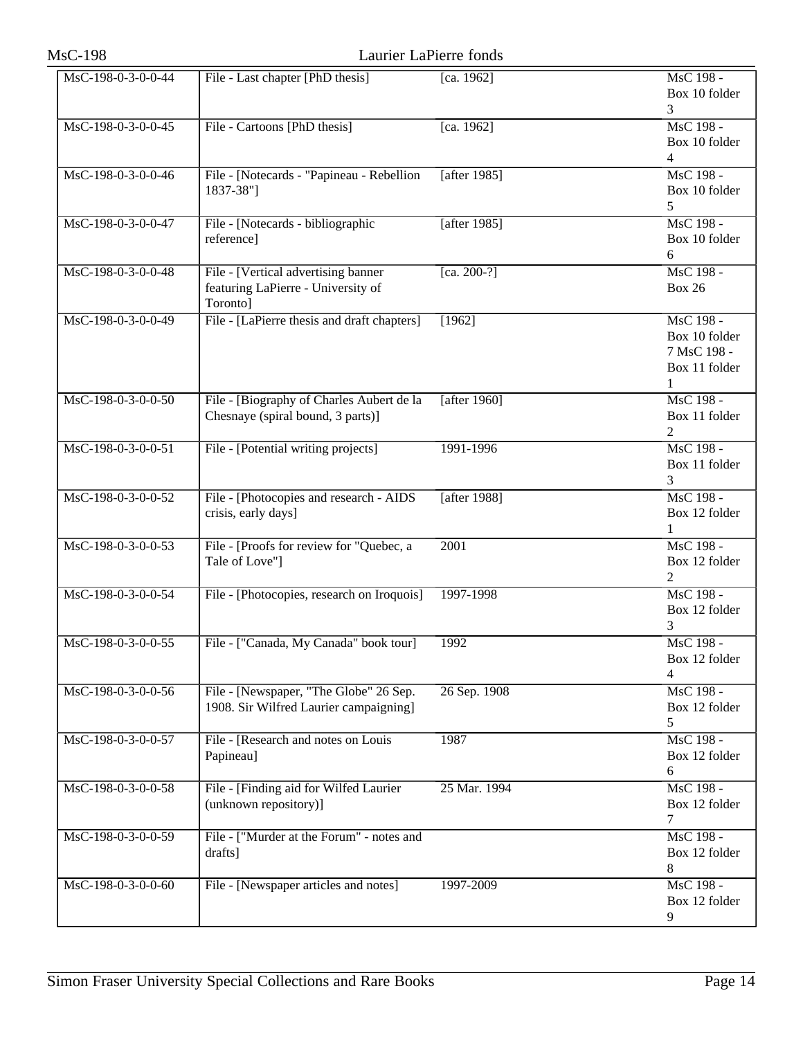| | | | |
|---|---|---|---|
| MsC-198-0-3-0-0-44 | File - Last chapter [PhD thesis] | [ca. 1962] | MsC 198 - Box 10 folder 3 |
| MsC-198-0-3-0-0-45 | File - Cartoons [PhD thesis] | [ca. 1962] | MsC 198 - Box 10 folder 4 |
| MsC-198-0-3-0-0-46 | File - [Notecards - "Papineau - Rebellion 1837-38"] | [after 1985] | MsC 198 - Box 10 folder 5 |
| MsC-198-0-3-0-0-47 | File - [Notecards - bibliographic reference] | [after 1985] | MsC 198 - Box 10 folder 6 |
| MsC-198-0-3-0-0-48 | File - [Vertical advertising banner featuring LaPierre - University of Toronto] | [ca. 200-?] | MsC 198 - Box 26 |
| MsC-198-0-3-0-0-49 | File - [LaPierre thesis and draft chapters] | [1962] | MsC 198 - Box 10 folder 7 MsC 198 - Box 11 folder 1 |
| MsC-198-0-3-0-0-50 | File - [Biography of Charles Aubert de la Chesnaye (spiral bound, 3 parts)] | [after 1960] | MsC 198 - Box 11 folder 2 |
| MsC-198-0-3-0-0-51 | File - [Potential writing projects] | 1991-1996 | MsC 198 - Box 11 folder 3 |
| MsC-198-0-3-0-0-52 | File - [Photocopies and research - AIDS crisis, early days] | [after 1988] | MsC 198 - Box 12 folder 1 |
| MsC-198-0-3-0-0-53 | File - [Proofs for review for "Quebec, a Tale of Love"] | 2001 | MsC 198 - Box 12 folder 2 |
| MsC-198-0-3-0-0-54 | File - [Photocopies, research on Iroquois] | 1997-1998 | MsC 198 - Box 12 folder 3 |
| MsC-198-0-3-0-0-55 | File - ["Canada, My Canada" book tour] | 1992 | MsC 198 - Box 12 folder 4 |
| MsC-198-0-3-0-0-56 | File - [Newspaper, "The Globe" 26 Sep. 1908. Sir Wilfred Laurier campaigning] | 26 Sep. 1908 | MsC 198 - Box 12 folder 5 |
| MsC-198-0-3-0-0-57 | File - [Research and notes on Louis Papineau] | 1987 | MsC 198 - Box 12 folder 6 |
| MsC-198-0-3-0-0-58 | File - [Finding aid for Wilfed Laurier (unknown repository)] | 25 Mar. 1994 | MsC 198 - Box 12 folder 7 |
| MsC-198-0-3-0-0-59 | File - ["Murder at the Forum" - notes and drafts] | | MsC 198 - Box 12 folder 8 |
| MsC-198-0-3-0-0-60 | File - [Newspaper articles and notes] | 1997-2009 | MsC 198 - Box 12 folder 9 |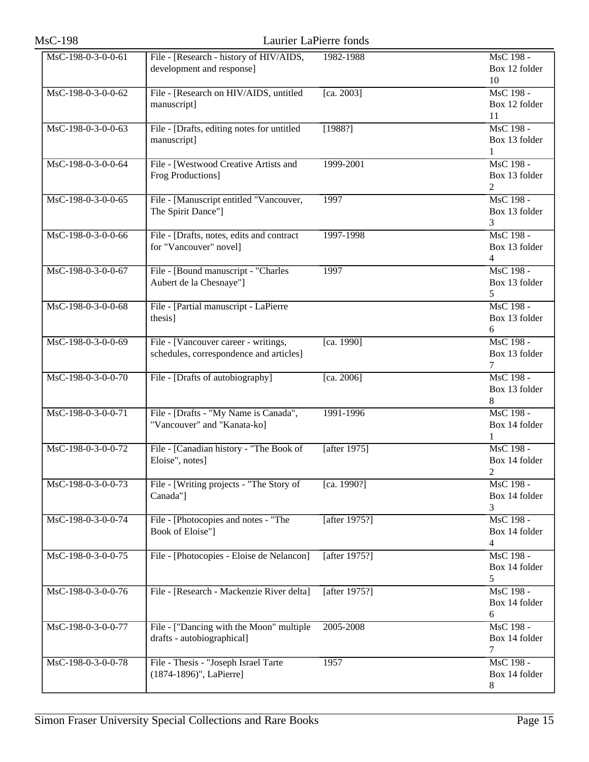| MsC-198-0-3-0-0-61 | File - [Research - history of HIV/AIDS, development and response] | 1982-1988 | MsC 198 - Box 12 folder 10 |
|---|---|---|---|
| MsC-198-0-3-0-0-62 | File - [Research on HIV/AIDS, untitled manuscript] | [ca. 2003] | MsC 198 - Box 12 folder 11 |
| MsC-198-0-3-0-0-63 | File - [Drafts, editing notes for untitled manuscript] | [1988?] | MsC 198 - Box 13 folder 1 |
| MsC-198-0-3-0-0-64 | File - [Westwood Creative Artists and Frog Productions] | 1999-2001 | MsC 198 - Box 13 folder 2 |
| MsC-198-0-3-0-0-65 | File - [Manuscript entitled "Vancouver, The Spirit Dance"] | 1997 | MsC 198 - Box 13 folder 3 |
| MsC-198-0-3-0-0-66 | File - [Drafts, notes, edits and contract for "Vancouver" novel] | 1997-1998 | MsC 198 - Box 13 folder 4 |
| MsC-198-0-3-0-0-67 | File - [Bound manuscript - "Charles Aubert de la Chesnaye"] | 1997 | MsC 198 - Box 13 folder 5 |
| MsC-198-0-3-0-0-68 | File - [Partial manuscript - LaPierre thesis] | | MsC 198 - Box 13 folder 6 |
| MsC-198-0-3-0-0-69 | File - [Vancouver career - writings, schedules, correspondence and articles] | [ca. 1990] | MsC 198 - Box 13 folder 7 |
| MsC-198-0-3-0-0-70 | File - [Drafts of autobiography] | [ca. 2006] | MsC 198 - Box 13 folder 8 |
| MsC-198-0-3-0-0-71 | File - [Drafts - "My Name is Canada", "Vancouver" and "Kanata-ko] | 1991-1996 | MsC 198 - Box 14 folder 1 |
| MsC-198-0-3-0-0-72 | File - [Canadian history - "The Book of Eloise", notes] | [after 1975] | MsC 198 - Box 14 folder 2 |
| MsC-198-0-3-0-0-73 | File - [Writing projects - "The Story of Canada"] | [ca. 1990?] | MsC 198 - Box 14 folder 3 |
| MsC-198-0-3-0-0-74 | File - [Photocopies and notes - "The Book of Eloise"] | [after 1975?] | MsC 198 - Box 14 folder 4 |
| MsC-198-0-3-0-0-75 | File - [Photocopies - Eloise de Nelancon] | [after 1975?] | MsC 198 - Box 14 folder 5 |
| MsC-198-0-3-0-0-76 | File - [Research - Mackenzie River delta] | [after 1975?] | MsC 198 - Box 14 folder 6 |
| MsC-198-0-3-0-0-77 | File - ["Dancing with the Moon" multiple drafts - autobiographical] | 2005-2008 | MsC 198 - Box 14 folder 7 |
| MsC-198-0-3-0-0-78 | File - Thesis - "Joseph Israel Tarte (1874-1896)", LaPierre] | 1957 | MsC 198 - Box 14 folder 8 |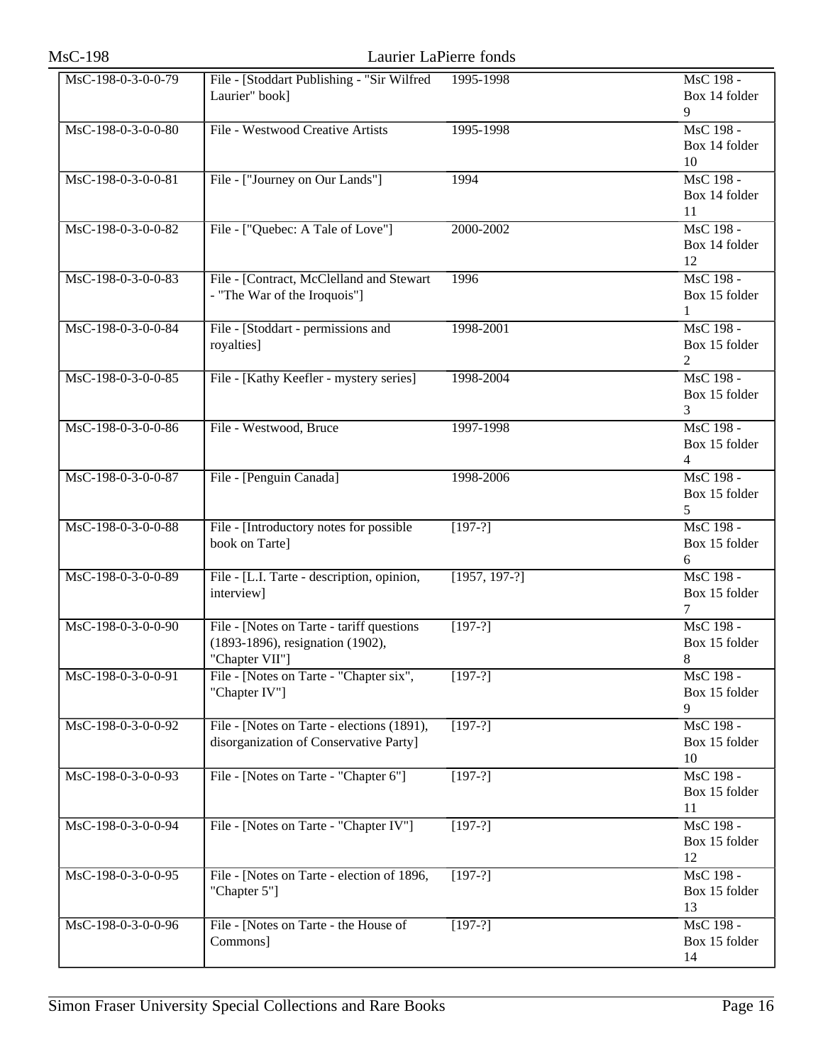| | | | |
|---|---|---|---|
| MsC-198-0-3-0-0-79 | File - [Stoddart Publishing - "Sir Wilfred Laurier" book] | 1995-1998 | MsC 198 - Box 14 folder 9 |
| MsC-198-0-3-0-0-80 | File - Westwood Creative Artists | 1995-1998 | MsC 198 - Box 14 folder 10 |
| MsC-198-0-3-0-0-81 | File - ["Journey on Our Lands"] | 1994 | MsC 198 - Box 14 folder 11 |
| MsC-198-0-3-0-0-82 | File - ["Quebec: A Tale of Love"] | 2000-2002 | MsC 198 - Box 14 folder 12 |
| MsC-198-0-3-0-0-83 | File - [Contract, McClelland and Stewart - "The War of the Iroquois"] | 1996 | MsC 198 - Box 15 folder 1 |
| MsC-198-0-3-0-0-84 | File - [Stoddart - permissions and royalties] | 1998-2001 | MsC 198 - Box 15 folder 2 |
| MsC-198-0-3-0-0-85 | File - [Kathy Keefler - mystery series] | 1998-2004 | MsC 198 - Box 15 folder 3 |
| MsC-198-0-3-0-0-86 | File - Westwood, Bruce | 1997-1998 | MsC 198 - Box 15 folder 4 |
| MsC-198-0-3-0-0-87 | File - [Penguin Canada] | 1998-2006 | MsC 198 - Box 15 folder 5 |
| MsC-198-0-3-0-0-88 | File - [Introductory notes for possible book on Tarte] | [197-?] | MsC 198 - Box 15 folder 6 |
| MsC-198-0-3-0-0-89 | File - [L.I. Tarte - description, opinion, interview] | [1957, 197-?] | MsC 198 - Box 15 folder 7 |
| MsC-198-0-3-0-0-90 | File - [Notes on Tarte - tariff questions (1893-1896), resignation (1902), "Chapter VII"] | [197-?] | MsC 198 - Box 15 folder 8 |
| MsC-198-0-3-0-0-91 | File - [Notes on Tarte - "Chapter six", "Chapter IV"] | [197-?] | MsC 198 - Box 15 folder 9 |
| MsC-198-0-3-0-0-92 | File - [Notes on Tarte - elections (1891), disorganization of Conservative Party] | [197-?] | MsC 198 - Box 15 folder 10 |
| MsC-198-0-3-0-0-93 | File - [Notes on Tarte - "Chapter 6"] | [197-?] | MsC 198 - Box 15 folder 11 |
| MsC-198-0-3-0-0-94 | File - [Notes on Tarte - "Chapter IV"] | [197-?] | MsC 198 - Box 15 folder 12 |
| MsC-198-0-3-0-0-95 | File - [Notes on Tarte - election of 1896, "Chapter 5"] | [197-?] | MsC 198 - Box 15 folder 13 |
| MsC-198-0-3-0-0-96 | File - [Notes on Tarte - the House of Commons] | [197-?] | MsC 198 - Box 15 folder 14 |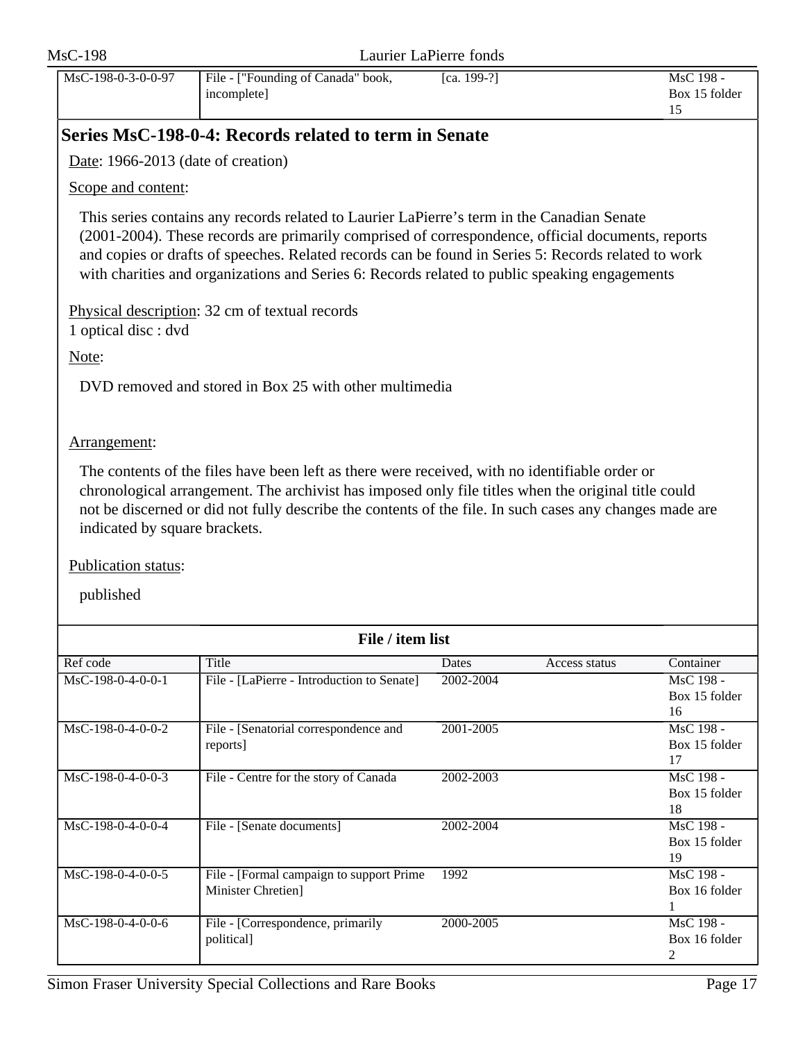| Ref code | Title | Dates | Access status | Container |
|---|---|---|---|---|
| MsC-198-0-3-0-0-97 | File - ["Founding of Canada" book, incomplete] | [ca. 199-?] | | MsC 198 - Box 15 folder 15 |

## Series MsC-198-0-4: Records related to term in Senate

Date: 1966-2013 (date of creation)

Scope and content:

This series contains any records related to Laurier LaPierre's term in the Canadian Senate (2001-2004). These records are primarily comprised of correspondence, official documents, reports and copies or drafts of speeches. Related records can be found in Series 5: Records related to work with charities and organizations and Series 6: Records related to public speaking engagements

Physical description: 32 cm of textual records
1 optical disc : dvd

Note:

DVD removed and stored in Box 25 with other multimedia

Arrangement:

The contents of the files have been left as there were received, with no identifiable order or chronological arrangement. The archivist has imposed only file titles when the original title could not be discerned or did not fully describe the contents of the file. In such cases any changes made are indicated by square brackets.

Publication status:

published

**File / item list**

| Ref code | Title | Dates | Access status | Container |
|---|---|---|---|---|
| MsC-198-0-4-0-0-1 | File - [LaPierre - Introduction to Senate] | 2002-2004 | | MsC 198 - Box 15 folder 16 |
| MsC-198-0-4-0-0-2 | File - [Senatorial correspondence and reports] | 2001-2005 | | MsC 198 - Box 15 folder 17 |
| MsC-198-0-4-0-0-3 | File - Centre for the story of Canada | 2002-2003 | | MsC 198 - Box 15 folder 18 |
| MsC-198-0-4-0-0-4 | File - [Senate documents] | 2002-2004 | | MsC 198 - Box 15 folder 19 |
| MsC-198-0-4-0-0-5 | File - [Formal campaign to support Prime Minister Chretien] | 1992 | | MsC 198 - Box 16 folder 1 |
| MsC-198-0-4-0-0-6 | File - [Correspondence, primarily political] | 2000-2005 | | MsC 198 - Box 16 folder 2 |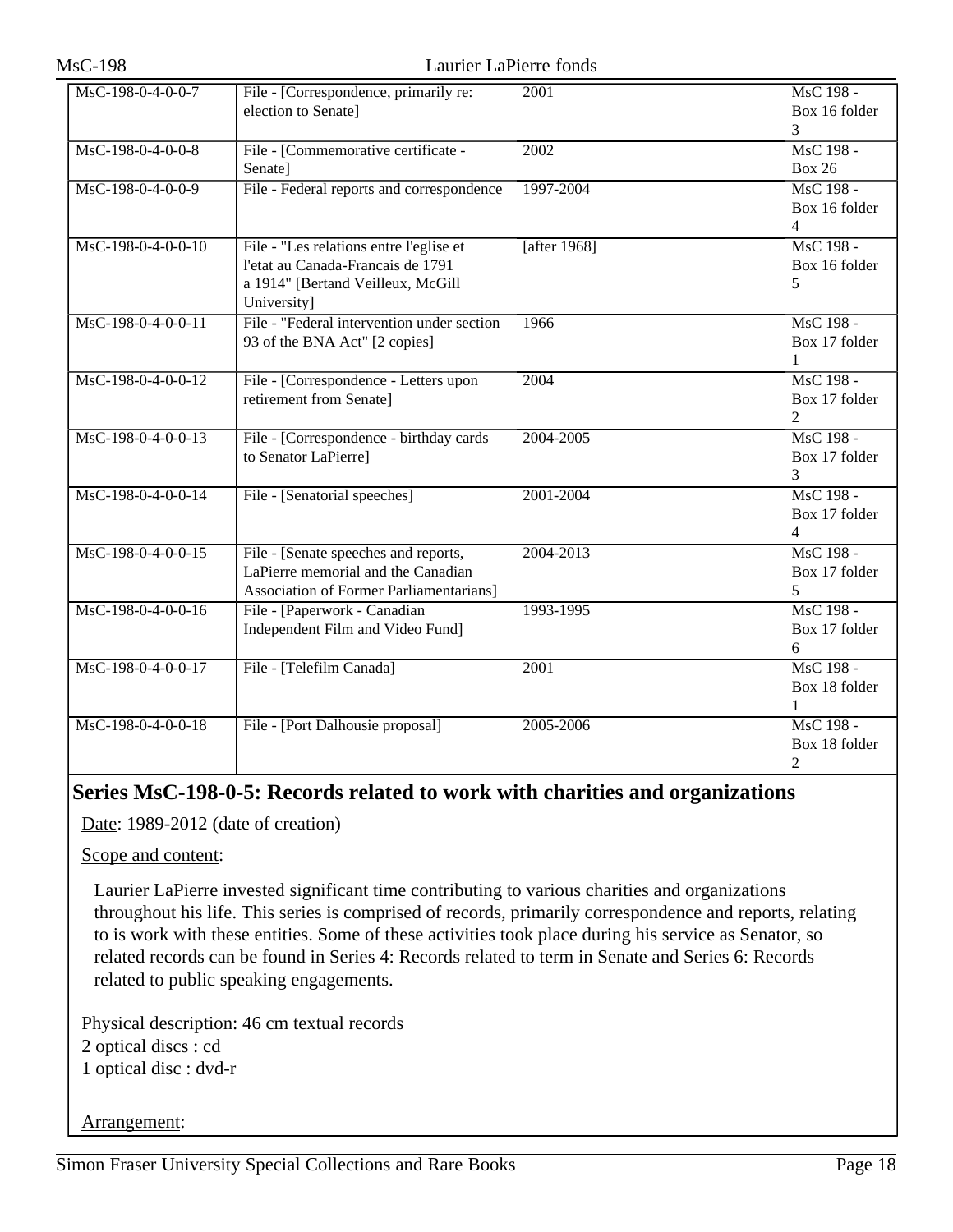| | | | |
|---|---|---|---|
| MsC-198-0-4-0-0-7 | File - [Correspondence, primarily re: election to Senate] | 2001 | MsC 198 - Box 16 folder 3 |
| MsC-198-0-4-0-0-8 | File - [Commemorative certificate - Senate] | 2002 | MsC 198 - Box 26 |
| MsC-198-0-4-0-0-9 | File - Federal reports and correspondence | 1997-2004 | MsC 198 - Box 16 folder 4 |
| MsC-198-0-4-0-0-10 | File - "Les relations entre l'eglise et l'etat au Canada-Francais de 1791 a 1914" [Bertand Veilleux, McGill University] | [after 1968] | MsC 198 - Box 16 folder 5 |
| MsC-198-0-4-0-0-11 | File - "Federal intervention under section 93 of the BNA Act" [2 copies] | 1966 | MsC 198 - Box 17 folder 1 |
| MsC-198-0-4-0-0-12 | File - [Correspondence - Letters upon retirement from Senate] | 2004 | MsC 198 - Box 17 folder 2 |
| MsC-198-0-4-0-0-13 | File - [Correspondence - birthday cards to Senator LaPierre] | 2004-2005 | MsC 198 - Box 17 folder 3 |
| MsC-198-0-4-0-0-14 | File - [Senatorial speeches] | 2001-2004 | MsC 198 - Box 17 folder 4 |
| MsC-198-0-4-0-0-15 | File - [Senate speeches and reports, LaPierre memorial and the Canadian Association of Former Parliamentarians] | 2004-2013 | MsC 198 - Box 17 folder 5 |
| MsC-198-0-4-0-0-16 | File - [Paperwork - Canadian Independent Film and Video Fund] | 1993-1995 | MsC 198 - Box 17 folder 6 |
| MsC-198-0-4-0-0-17 | File - [Telefilm Canada] | 2001 | MsC 198 - Box 18 folder 1 |
| MsC-198-0-4-0-0-18 | File - [Port Dalhousie proposal] | 2005-2006 | MsC 198 - Box 18 folder 2 |

## Series MsC-198-0-5: Records related to work with charities and organizations

Date: 1989-2012 (date of creation)

Scope and content:

Laurier LaPierre invested significant time contributing to various charities and organizations throughout his life. This series is comprised of records, primarily correspondence and reports, relating to is work with these entities. Some of these activities took place during his service as Senator, so related records can be found in Series 4: Records related to term in Senate and Series 6: Records related to public speaking engagements.

Physical description: 46 cm textual records
2 optical discs : cd
1 optical disc : dvd-r

Arrangement: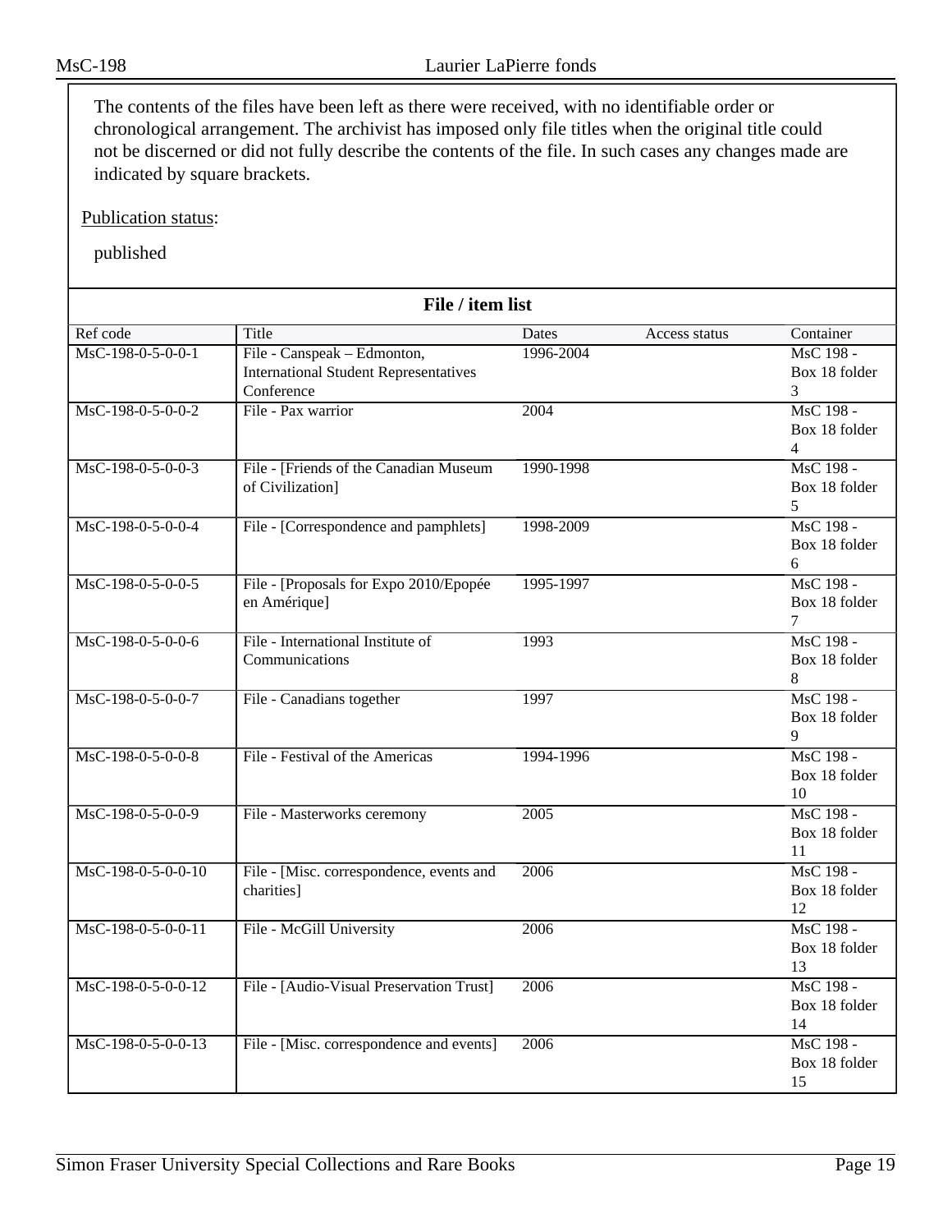The contents of the files have been left as there were received, with no identifiable order or chronological arrangement. The archivist has imposed only file titles when the original title could not be discerned or did not fully describe the contents of the file. In such cases any changes made are indicated by square brackets.

Publication status:

published

## File / item list

| Ref code | Title | Dates | Access status | Container |
|---|---|---|---|---|
| MsC-198-0-5-0-0-1 | File - Canspeak – Edmonton, International Student Representatives Conference | 1996-2004 | | MsC 198 - Box 18 folder 3 |
| MsC-198-0-5-0-0-2 | File - Pax warrior | 2004 | | MsC 198 - Box 18 folder 4 |
| MsC-198-0-5-0-0-3 | File - [Friends of the Canadian Museum of Civilization] | 1990-1998 | | MsC 198 - Box 18 folder 5 |
| MsC-198-0-5-0-0-4 | File - [Correspondence and pamphlets] | 1998-2009 | | MsC 198 - Box 18 folder 6 |
| MsC-198-0-5-0-0-5 | File - [Proposals for Expo 2010/Epopée en Amérique] | 1995-1997 | | MsC 198 - Box 18 folder 7 |
| MsC-198-0-5-0-0-6 | File - International Institute of Communications | 1993 | | MsC 198 - Box 18 folder 8 |
| MsC-198-0-5-0-0-7 | File - Canadians together | 1997 | | MsC 198 - Box 18 folder 9 |
| MsC-198-0-5-0-0-8 | File - Festival of the Americas | 1994-1996 | | MsC 198 - Box 18 folder 10 |
| MsC-198-0-5-0-0-9 | File - Masterworks ceremony | 2005 | | MsC 198 - Box 18 folder 11 |
| MsC-198-0-5-0-0-10 | File - [Misc. correspondence, events and charities] | 2006 | | MsC 198 - Box 18 folder 12 |
| MsC-198-0-5-0-0-11 | File - McGill University | 2006 | | MsC 198 - Box 18 folder 13 |
| MsC-198-0-5-0-0-12 | File - [Audio-Visual Preservation Trust] | 2006 | | MsC 198 - Box 18 folder 14 |
| MsC-198-0-5-0-0-13 | File - [Misc. correspondence and events] | 2006 | | MsC 198 - Box 18 folder 15 |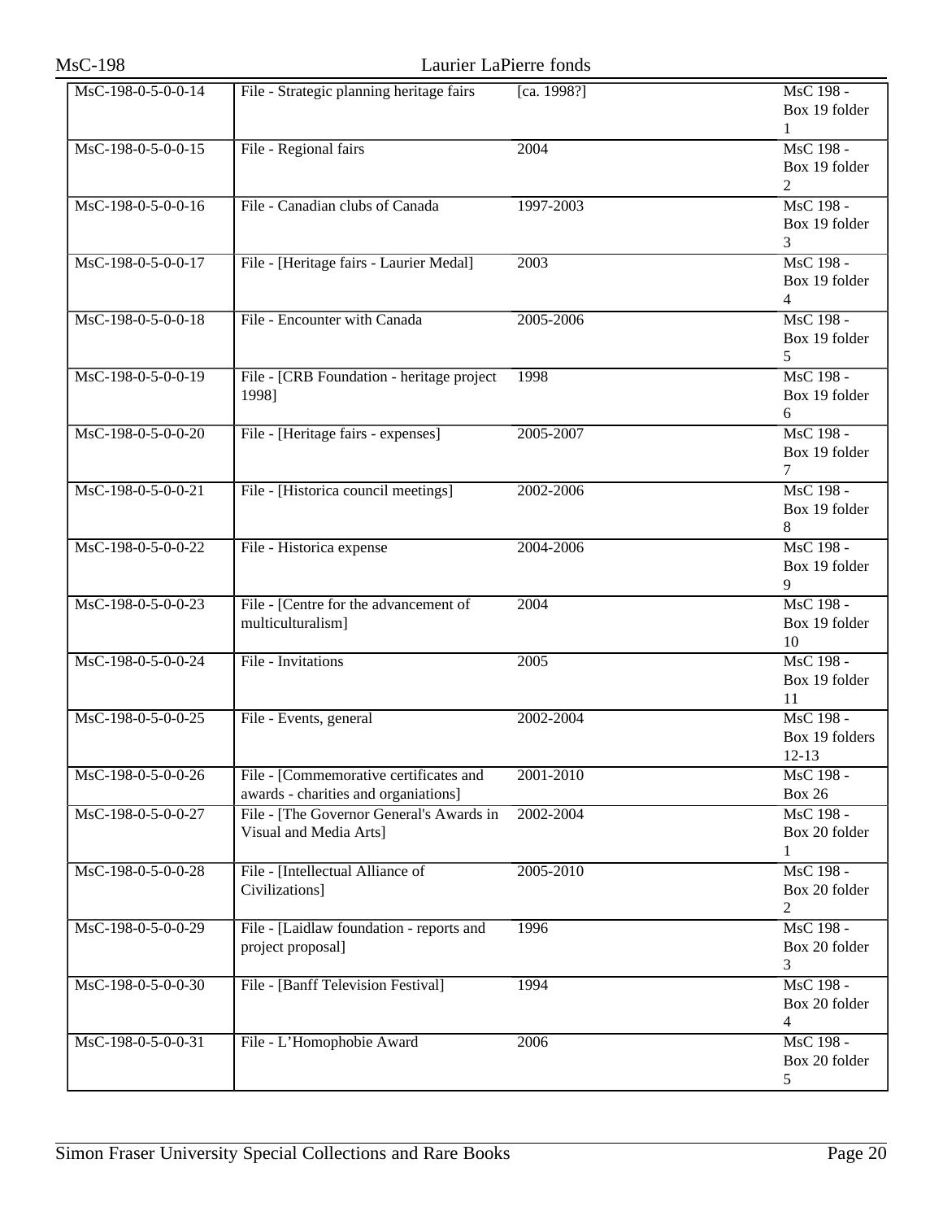| | | | |
|---|---|---|---|
| MsC-198-0-5-0-0-14 | File - Strategic planning heritage fairs | [ca. 1998?] | MsC 198 - Box 19 folder 1 |
| MsC-198-0-5-0-0-15 | File - Regional fairs | 2004 | MsC 198 - Box 19 folder 2 |
| MsC-198-0-5-0-0-16 | File - Canadian clubs of Canada | 1997-2003 | MsC 198 - Box 19 folder 3 |
| MsC-198-0-5-0-0-17 | File - [Heritage fairs - Laurier Medal] | 2003 | MsC 198 - Box 19 folder 4 |
| MsC-198-0-5-0-0-18 | File - Encounter with Canada | 2005-2006 | MsC 198 - Box 19 folder 5 |
| MsC-198-0-5-0-0-19 | File - [CRB Foundation - heritage project 1998] | 1998 | MsC 198 - Box 19 folder 6 |
| MsC-198-0-5-0-0-20 | File - [Heritage fairs - expenses] | 2005-2007 | MsC 198 - Box 19 folder 7 |
| MsC-198-0-5-0-0-21 | File - [Historica council meetings] | 2002-2006 | MsC 198 - Box 19 folder 8 |
| MsC-198-0-5-0-0-22 | File - Historica expense | 2004-2006 | MsC 198 - Box 19 folder 9 |
| MsC-198-0-5-0-0-23 | File - [Centre for the advancement of multiculturalism] | 2004 | MsC 198 - Box 19 folder 10 |
| MsC-198-0-5-0-0-24 | File - Invitations | 2005 | MsC 198 - Box 19 folder 11 |
| MsC-198-0-5-0-0-25 | File - Events, general | 2002-2004 | MsC 198 - Box 19 folders 12-13 |
| MsC-198-0-5-0-0-26 | File - [Commemorative certificates and awards - charities and organiations] | 2001-2010 | MsC 198 - Box 26 |
| MsC-198-0-5-0-0-27 | File - [The Governor General's Awards in Visual and Media Arts] | 2002-2004 | MsC 198 - Box 20 folder 1 |
| MsC-198-0-5-0-0-28 | File - [Intellectual Alliance of Civilizations] | 2005-2010 | MsC 198 - Box 20 folder 2 |
| MsC-198-0-5-0-0-29 | File - [Laidlaw foundation - reports and project proposal] | 1996 | MsC 198 - Box 20 folder 3 |
| MsC-198-0-5-0-0-30 | File - [Banff Television Festival] | 1994 | MsC 198 - Box 20 folder 4 |
| MsC-198-0-5-0-0-31 | File - L'Homophobie Award | 2006 | MsC 198 - Box 20 folder 5 |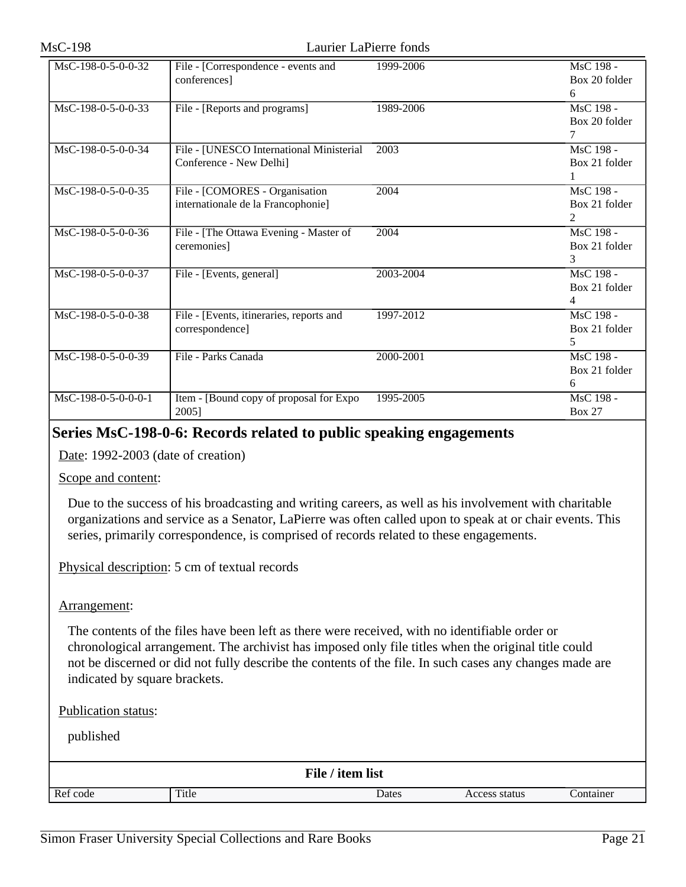| Ref code | Title | Dates | Access status | Container |
|---|---|---|---|---|
| MsC-198-0-5-0-0-32 | File - [Correspondence - events and conferences] | 1999-2006 | | MsC 198 - Box 20 folder 6 |
| MsC-198-0-5-0-0-33 | File - [Reports and programs] | 1989-2006 | | MsC 198 - Box 20 folder 7 |
| MsC-198-0-5-0-0-34 | File - [UNESCO International Ministerial Conference - New Delhi] | 2003 | | MsC 198 - Box 21 folder 1 |
| MsC-198-0-5-0-0-35 | File - [COMORES - Organisation internationale de la Francophonie] | 2004 | | MsC 198 - Box 21 folder 2 |
| MsC-198-0-5-0-0-36 | File - [The Ottawa Evening - Master of ceremonies] | 2004 | | MsC 198 - Box 21 folder 3 |
| MsC-198-0-5-0-0-37 | File - [Events, general] | 2003-2004 | | MsC 198 - Box 21 folder 4 |
| MsC-198-0-5-0-0-38 | File - [Events, itineraries, reports and correspondence] | 1997-2012 | | MsC 198 - Box 21 folder 5 |
| MsC-198-0-5-0-0-39 | File - Parks Canada | 2000-2001 | | MsC 198 - Box 21 folder 6 |
| MsC-198-0-5-0-0-0-1 | Item - [Bound copy of proposal for Expo 2005] | 1995-2005 | | MsC 198 - Box 27 |

## Series MsC-198-0-6: Records related to public speaking engagements

Date: 1992-2003 (date of creation)

Scope and content:

Due to the success of his broadcasting and writing careers, as well as his involvement with charitable organizations and service as a Senator, LaPierre was often called upon to speak at or chair events. This series, primarily correspondence, is comprised of records related to these engagements.

Physical description: 5 cm of textual records

Arrangement:

The contents of the files have been left as there were received, with no identifiable order or chronological arrangement. The archivist has imposed only file titles when the original title could not be discerned or did not fully describe the contents of the file. In such cases any changes made are indicated by square brackets.

Publication status:

published

**File / item list**

| Ref code | Title | Dates | Access status | Container |
|---|---|---|---|---|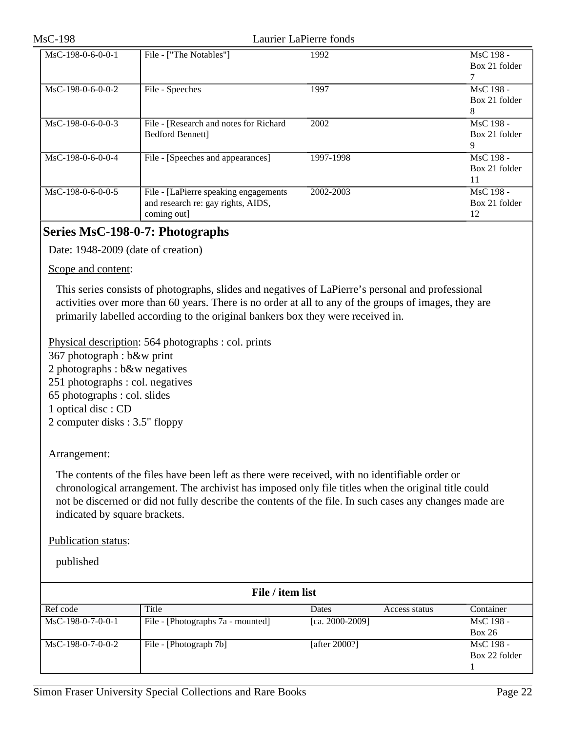| MsC-198-0-6-0-0-1 | File - ["The Notables"] | 1992 | | MsC 198 - Box 21 folder 7 |
|---|---|---|---|---|
| MsC-198-0-6-0-0-2 | File - Speeches | 1997 | | MsC 198 - Box 21 folder 8 |
| MsC-198-0-6-0-0-3 | File - [Research and notes for Richard Bedford Bennett] | 2002 | | MsC 198 - Box 21 folder 9 |
| MsC-198-0-6-0-0-4 | File - [Speeches and appearances] | 1997-1998 | | MsC 198 - Box 21 folder 11 |
| MsC-198-0-6-0-0-5 | File - [LaPierre speaking engagements and research re: gay rights, AIDS, coming out] | 2002-2003 | | MsC 198 - Box 21 folder 12 |

## Series MsC-198-0-7: Photographs

Date: 1948-2009 (date of creation)

Scope and content:

This series consists of photographs, slides and negatives of LaPierre's personal and professional activities over more than 60 years. There is no order at all to any of the groups of images, they are primarily labelled according to the original bankers box they were received in.

Physical description: 564 photographs : col. prints
367 photograph : b&w print
2 photographs : b&w negatives
251 photographs : col. negatives
65 photographs : col. slides
1 optical disc : CD
2 computer disks : 3.5" floppy

Arrangement:

The contents of the files have been left as there were received, with no identifiable order or chronological arrangement. The archivist has imposed only file titles when the original title could not be discerned or did not fully describe the contents of the file. In such cases any changes made are indicated by square brackets.

Publication status:

published

**File / item list**

| Ref code | Title | Dates | Access status | Container |
|---|---|---|---|---|
| MsC-198-0-7-0-0-1 | File - [Photographs 7a - mounted] | [ca. 2000-2009] | | MsC 198 - Box 26 |
| MsC-198-0-7-0-0-2 | File - [Photograph 7b] | [after 2000?] | | MsC 198 - Box 22 folder 1 |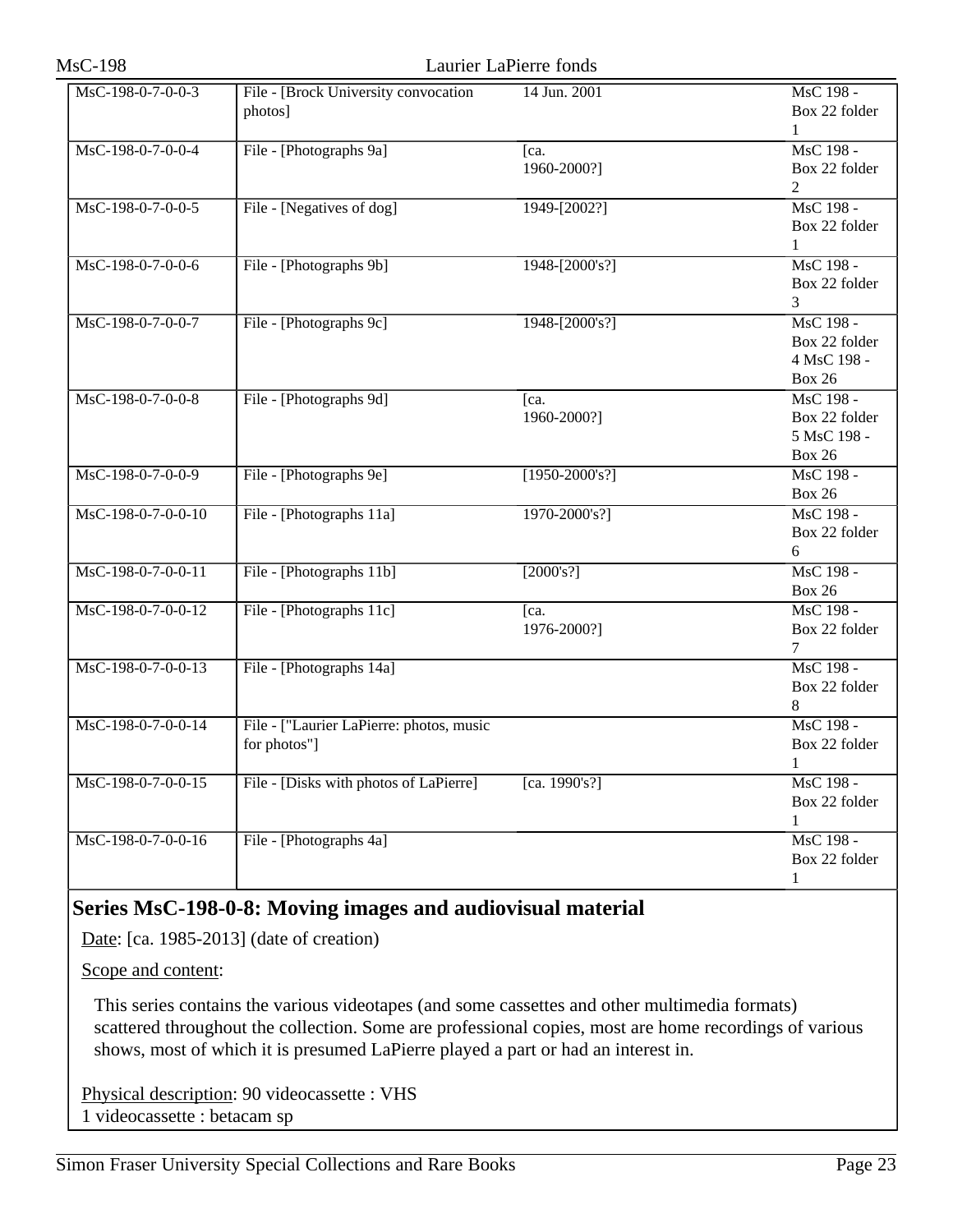| | | | |
|---|---|---|---|
| MsC-198-0-7-0-0-3 | File - [Brock University convocation photos] | 14 Jun. 2001 | MsC 198 - Box 22 folder 1 |
| MsC-198-0-7-0-0-4 | File - [Photographs 9a] | [ca. 1960-2000?] | MsC 198 - Box 22 folder 2 |
| MsC-198-0-7-0-0-5 | File - [Negatives of dog] | 1949-[2002?] | MsC 198 - Box 22 folder 1 |
| MsC-198-0-7-0-0-6 | File - [Photographs 9b] | 1948-[2000's?] | MsC 198 - Box 22 folder 3 |
| MsC-198-0-7-0-0-7 | File - [Photographs 9c] | 1948-[2000's?] | MsC 198 - Box 22 folder 4 MsC 198 - Box 26 |
| MsC-198-0-7-0-0-8 | File - [Photographs 9d] | [ca. 1960-2000?] | MsC 198 - Box 22 folder 5 MsC 198 - Box 26 |
| MsC-198-0-7-0-0-9 | File - [Photographs 9e] | [1950-2000's?] | MsC 198 - Box 26 |
| MsC-198-0-7-0-0-10 | File - [Photographs 11a] | 1970-2000's?] | MsC 198 - Box 22 folder 6 |
| MsC-198-0-7-0-0-11 | File - [Photographs 11b] | [2000's?] | MsC 198 - Box 26 |
| MsC-198-0-7-0-0-12 | File - [Photographs 11c] | [ca. 1976-2000?] | MsC 198 - Box 22 folder 7 |
| MsC-198-0-7-0-0-13 | File - [Photographs 14a] | | MsC 198 - Box 22 folder 8 |
| MsC-198-0-7-0-0-14 | File - ["Laurier LaPierre: photos, music for photos"] | | MsC 198 - Box 22 folder 1 |
| MsC-198-0-7-0-0-15 | File - [Disks with photos of LaPierre] | [ca. 1990's?] | MsC 198 - Box 22 folder 1 |
| MsC-198-0-7-0-0-16 | File - [Photographs 4a] | | MsC 198 - Box 22 folder 1 |

## Series MsC-198-0-8: Moving images and audiovisual material

Date: [ca. 1985-2013] (date of creation)

Scope and content:

This series contains the various videotapes (and some cassettes and other multimedia formats) scattered throughout the collection. Some are professional copies, most are home recordings of various shows, most of which it is presumed LaPierre played a part or had an interest in.

Physical description: 90 videocassette : VHS
1 videocassette : betacam sp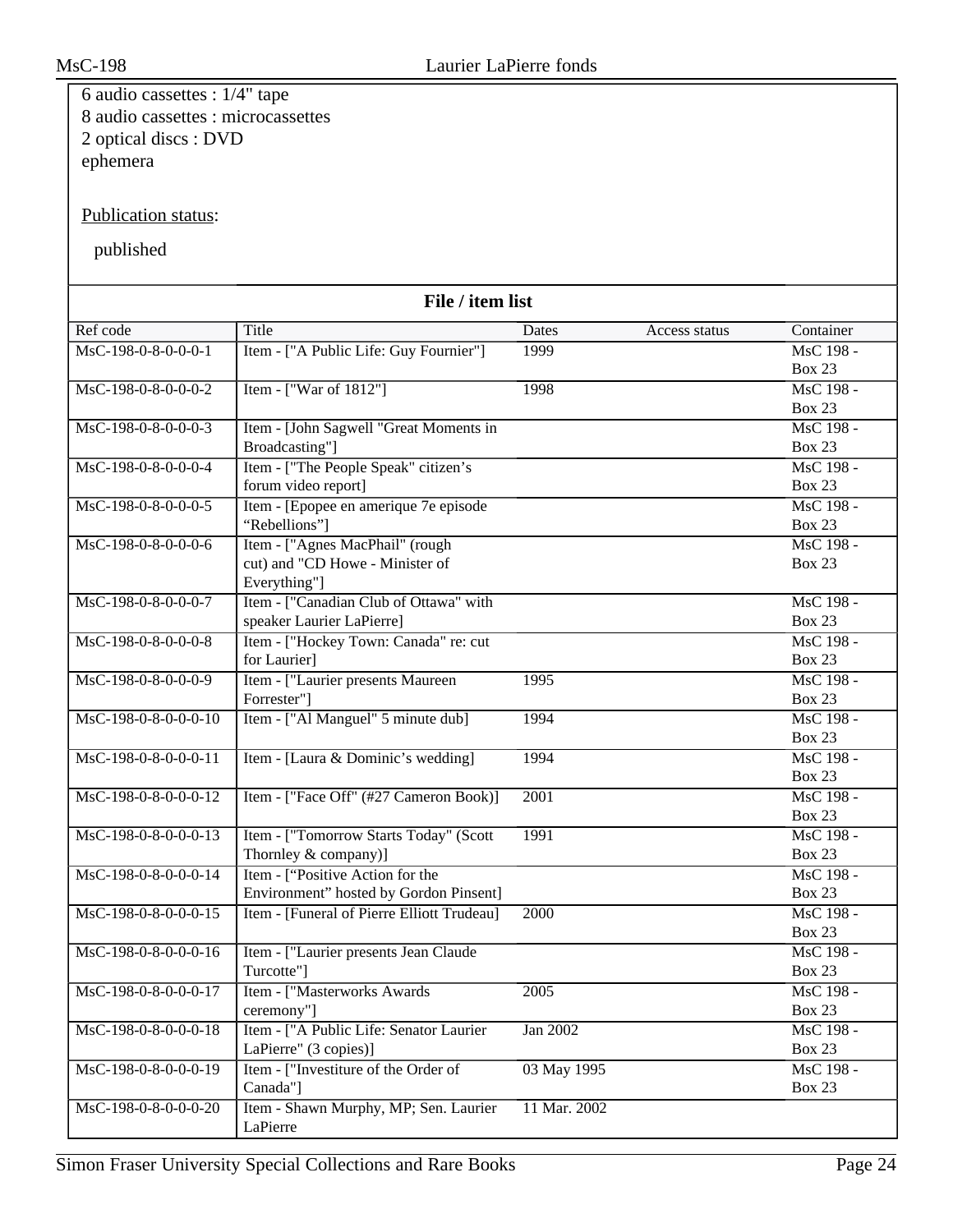6 audio cassettes : 1/4" tape
8 audio cassettes : microcassettes
2 optical discs : DVD
ephemera

Publication status:

published

## File / item list

| Ref code | Title | Dates | Access status | Container |
|---|---|---|---|---|
| MsC-198-0-8-0-0-0-1 | Item - ["A Public Life: Guy Fournier"] | 1999 | | MsC 198 - Box 23 |
| MsC-198-0-8-0-0-0-2 | Item - ["War of 1812"] | 1998 | | MsC 198 - Box 23 |
| MsC-198-0-8-0-0-0-3 | Item - [John Sagwell "Great Moments in Broadcasting"] | | | MsC 198 - Box 23 |
| MsC-198-0-8-0-0-0-4 | Item - ["The People Speak" citizen’s forum video report] | | | MsC 198 - Box 23 |
| MsC-198-0-8-0-0-0-5 | Item - [Epopee en amerique 7e episode “Rebellions”] | | | MsC 198 - Box 23 |
| MsC-198-0-8-0-0-0-6 | Item - ["Agnes MacPhail" (rough cut) and "CD Howe - Minister of Everything"] | | | MsC 198 - Box 23 |
| MsC-198-0-8-0-0-0-7 | Item - ["Canadian Club of Ottawa" with speaker Laurier LaPierre] | | | MsC 198 - Box 23 |
| MsC-198-0-8-0-0-0-8 | Item - ["Hockey Town: Canada" re: cut for Laurier] | | | MsC 198 - Box 23 |
| MsC-198-0-8-0-0-0-9 | Item - ["Laurier presents Maureen Forrester"] | 1995 | | MsC 198 - Box 23 |
| MsC-198-0-8-0-0-0-10 | Item - ["Al Manguel" 5 minute dub] | 1994 | | MsC 198 - Box 23 |
| MsC-198-0-8-0-0-0-11 | Item - [Laura & Dominic’s wedding] | 1994 | | MsC 198 - Box 23 |
| MsC-198-0-8-0-0-0-12 | Item - ["Face Off" (#27 Cameron Book)] | 2001 | | MsC 198 - Box 23 |
| MsC-198-0-8-0-0-0-13 | Item - ["Tomorrow Starts Today" (Scott Thornley & company)] | 1991 | | MsC 198 - Box 23 |
| MsC-198-0-8-0-0-0-14 | Item - [“Positive Action for the Environment” hosted by Gordon Pinsent] | | | MsC 198 - Box 23 |
| MsC-198-0-8-0-0-0-15 | Item - [Funeral of Pierre Elliott Trudeau] | 2000 | | MsC 198 - Box 23 |
| MsC-198-0-8-0-0-0-16 | Item - ["Laurier presents Jean Claude Turcotte"] | | | MsC 198 - Box 23 |
| MsC-198-0-8-0-0-0-17 | Item - ["Masterworks Awards ceremony"] | 2005 | | MsC 198 - Box 23 |
| MsC-198-0-8-0-0-0-18 | Item - ["A Public Life: Senator Laurier LaPierre" (3 copies)] | Jan 2002 | | MsC 198 - Box 23 |
| MsC-198-0-8-0-0-0-19 | Item - ["Investiture of the Order of Canada"] | 03 May 1995 | | MsC 198 - Box 23 |
| MsC-198-0-8-0-0-0-20 | Item - Shawn Murphy, MP; Sen. Laurier LaPierre | 11 Mar. 2002 | | |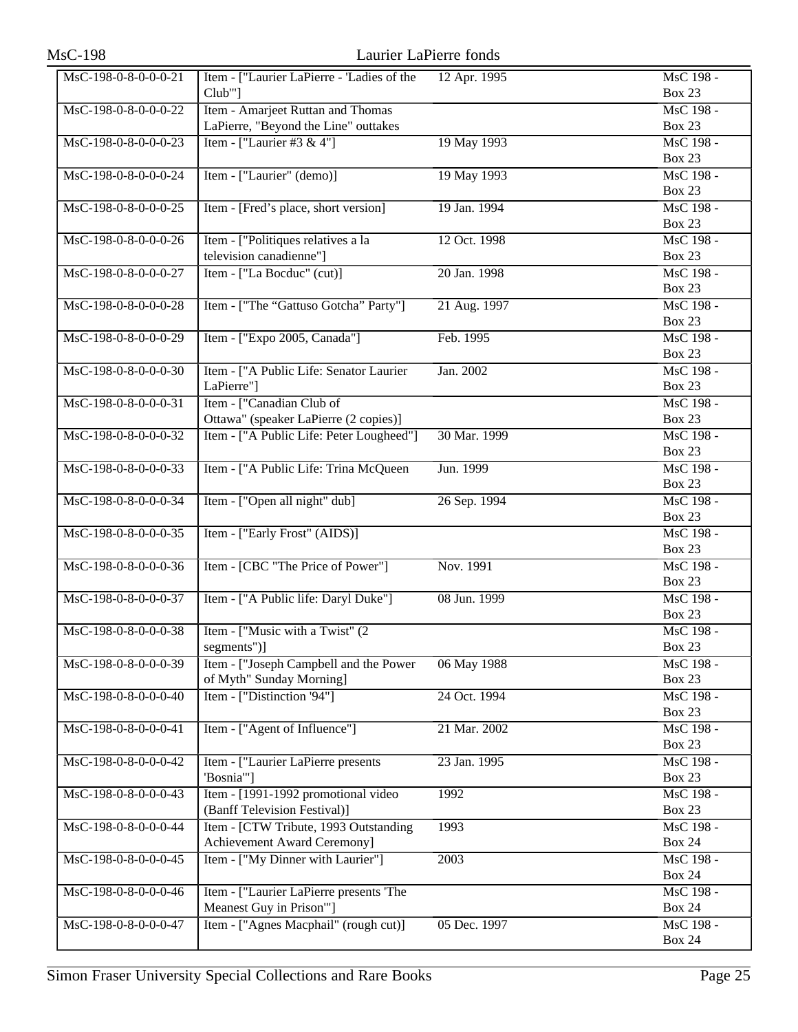| | | | |
|---|---|---|---|
| MsC-198-0-8-0-0-0-21 | Item - ["Laurier LaPierre - 'Ladies of the Club'"] | 12 Apr. 1995 | MsC 198 - Box 23 |
| MsC-198-0-8-0-0-0-22 | Item - Amarjeet Ruttan and Thomas LaPierre, "Beyond the Line" outtakes | | MsC 198 - Box 23 |
| MsC-198-0-8-0-0-0-23 | Item - ["Laurier #3 & 4"] | 19 May 1993 | MsC 198 - Box 23 |
| MsC-198-0-8-0-0-0-24 | Item - ["Laurier" (demo)] | 19 May 1993 | MsC 198 - Box 23 |
| MsC-198-0-8-0-0-0-25 | Item - [Fred's place, short version] | 19 Jan. 1994 | MsC 198 - Box 23 |
| MsC-198-0-8-0-0-0-26 | Item - ["Politiques relatives a la television canadienne"] | 12 Oct. 1998 | MsC 198 - Box 23 |
| MsC-198-0-8-0-0-0-27 | Item - ["La Bocduc" (cut)] | 20 Jan. 1998 | MsC 198 - Box 23 |
| MsC-198-0-8-0-0-0-28 | Item - ["The "Gattuso Gotcha" Party"] | 21 Aug. 1997 | MsC 198 - Box 23 |
| MsC-198-0-8-0-0-0-29 | Item - ["Expo 2005, Canada"] | Feb. 1995 | MsC 198 - Box 23 |
| MsC-198-0-8-0-0-0-30 | Item - ["A Public Life: Senator Laurier LaPierre"] | Jan. 2002 | MsC 198 - Box 23 |
| MsC-198-0-8-0-0-0-31 | Item - ["Canadian Club of Ottawa" (speaker LaPierre (2 copies)] | | MsC 198 - Box 23 |
| MsC-198-0-8-0-0-0-32 | Item - ["A Public Life: Peter Lougheed"] | 30 Mar. 1999 | MsC 198 - Box 23 |
| MsC-198-0-8-0-0-0-33 | Item - ["A Public Life: Trina McQueen | Jun. 1999 | MsC 198 - Box 23 |
| MsC-198-0-8-0-0-0-34 | Item - ["Open all night" dub] | 26 Sep. 1994 | MsC 198 - Box 23 |
| MsC-198-0-8-0-0-0-35 | Item - ["Early Frost" (AIDS)] | | MsC 198 - Box 23 |
| MsC-198-0-8-0-0-0-36 | Item - [CBC "The Price of Power"] | Nov. 1991 | MsC 198 - Box 23 |
| MsC-198-0-8-0-0-0-37 | Item - ["A Public life: Daryl Duke"] | 08 Jun. 1999 | MsC 198 - Box 23 |
| MsC-198-0-8-0-0-0-38 | Item - ["Music with a Twist" (2 segments")] | | MsC 198 - Box 23 |
| MsC-198-0-8-0-0-0-39 | Item - ["Joseph Campbell and the Power of Myth" Sunday Morning] | 06 May 1988 | MsC 198 - Box 23 |
| MsC-198-0-8-0-0-0-40 | Item - ["Distinction '94"] | 24 Oct. 1994 | MsC 198 - Box 23 |
| MsC-198-0-8-0-0-0-41 | Item - ["Agent of Influence"] | 21 Mar. 2002 | MsC 198 - Box 23 |
| MsC-198-0-8-0-0-0-42 | Item - ["Laurier LaPierre presents 'Bosnia'"] | 23 Jan. 1995 | MsC 198 - Box 23 |
| MsC-198-0-8-0-0-0-43 | Item - [1991-1992 promotional video (Banff Television Festival)] | 1992 | MsC 198 - Box 23 |
| MsC-198-0-8-0-0-0-44 | Item - [CTW Tribute, 1993 Outstanding Achievement Award Ceremony] | 1993 | MsC 198 - Box 24 |
| MsC-198-0-8-0-0-0-45 | Item - ["My Dinner with Laurier"] | 2003 | MsC 198 - Box 24 |
| MsC-198-0-8-0-0-0-46 | Item - ["Laurier LaPierre presents 'The Meanest Guy in Prison'"] | | MsC 198 - Box 24 |
| MsC-198-0-8-0-0-0-47 | Item - ["Agnes Macphail" (rough cut)] | 05 Dec. 1997 | MsC 198 - Box 24 |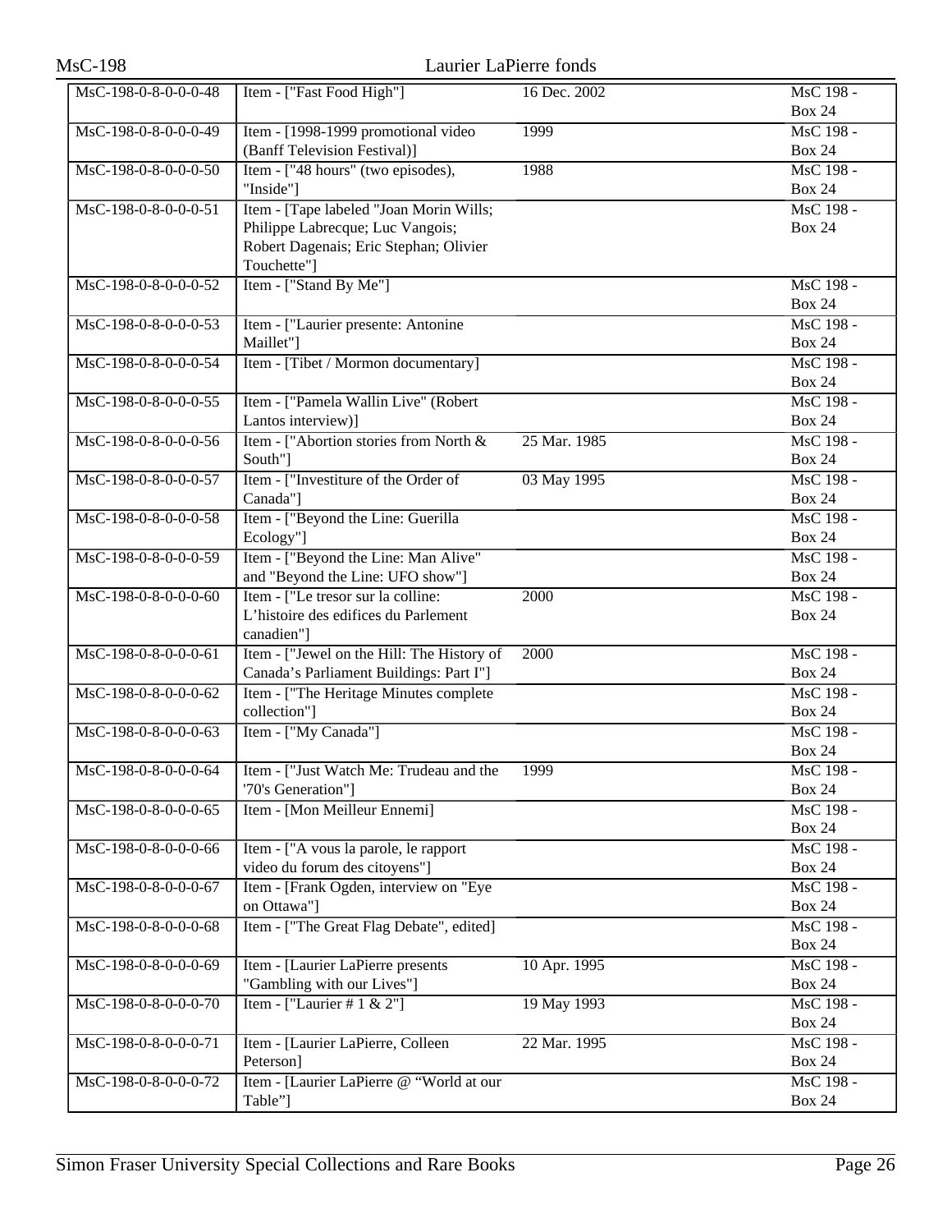| MsC-198-0-8-0-0-0-48 | Item - ["Fast Food High"] | 16 Dec. 2002 | MsC 198 - Box 24 |
|---|---|---|---|
| MsC-198-0-8-0-0-0-49 | Item - [1998-1999 promotional video (Banff Television Festival)] | 1999 | MsC 198 - Box 24 |
| MsC-198-0-8-0-0-0-50 | Item - ["48 hours" (two episodes), "Inside"] | 1988 | MsC 198 - Box 24 |
| MsC-198-0-8-0-0-0-51 | Item - [Tape labeled "Joan Morin Wills; Philippe Labrecque; Luc Vangois; Robert Dagenais; Eric Stephan; Olivier Touchette"] | | MsC 198 - Box 24 |
| MsC-198-0-8-0-0-0-52 | Item - ["Stand By Me"] | | MsC 198 - Box 24 |
| MsC-198-0-8-0-0-0-53 | Item - ["Laurier presente: Antonine Maillet"] | | MsC 198 - Box 24 |
| MsC-198-0-8-0-0-0-54 | Item - [Tibet / Mormon documentary] | | MsC 198 - Box 24 |
| MsC-198-0-8-0-0-0-55 | Item - ["Pamela Wallin Live" (Robert Lantos interview)] | | MsC 198 - Box 24 |
| MsC-198-0-8-0-0-0-56 | Item - ["Abortion stories from North & South"] | 25 Mar. 1985 | MsC 198 - Box 24 |
| MsC-198-0-8-0-0-0-57 | Item - ["Investiture of the Order of Canada"] | 03 May 1995 | MsC 198 - Box 24 |
| MsC-198-0-8-0-0-0-58 | Item - ["Beyond the Line: Guerilla Ecology"] | | MsC 198 - Box 24 |
| MsC-198-0-8-0-0-0-59 | Item - ["Beyond the Line: Man Alive" and "Beyond the Line: UFO show"] | | MsC 198 - Box 24 |
| MsC-198-0-8-0-0-0-60 | Item - ["Le tresor sur la colline: L'histoire des edifices du Parlement canadien"] | 2000 | MsC 198 - Box 24 |
| MsC-198-0-8-0-0-0-61 | Item - ["Jewel on the Hill: The History of Canada's Parliament Buildings: Part I"] | 2000 | MsC 198 - Box 24 |
| MsC-198-0-8-0-0-0-62 | Item - ["The Heritage Minutes complete collection"] | | MsC 198 - Box 24 |
| MsC-198-0-8-0-0-0-63 | Item - ["My Canada"] | | MsC 198 - Box 24 |
| MsC-198-0-8-0-0-0-64 | Item - ["Just Watch Me: Trudeau and the '70's Generation"] | 1999 | MsC 198 - Box 24 |
| MsC-198-0-8-0-0-0-65 | Item - [Mon Meilleur Ennemi] | | MsC 198 - Box 24 |
| MsC-198-0-8-0-0-0-66 | Item - ["A vous la parole, le rapport video du forum des citoyens"] | | MsC 198 - Box 24 |
| MsC-198-0-8-0-0-0-67 | Item - [Frank Ogden, interview on "Eye on Ottawa"] | | MsC 198 - Box 24 |
| MsC-198-0-8-0-0-0-68 | Item - ["The Great Flag Debate", edited] | | MsC 198 - Box 24 |
| MsC-198-0-8-0-0-0-69 | Item - [Laurier LaPierre presents "Gambling with our Lives"] | 10 Apr. 1995 | MsC 198 - Box 24 |
| MsC-198-0-8-0-0-0-70 | Item - ["Laurier # 1 & 2"] | 19 May 1993 | MsC 198 - Box 24 |
| MsC-198-0-8-0-0-0-71 | Item - [Laurier LaPierre, Colleen Peterson] | 22 Mar. 1995 | MsC 198 - Box 24 |
| MsC-198-0-8-0-0-0-72 | Item - [Laurier LaPierre @ "World at our Table"] | | MsC 198 - Box 24 |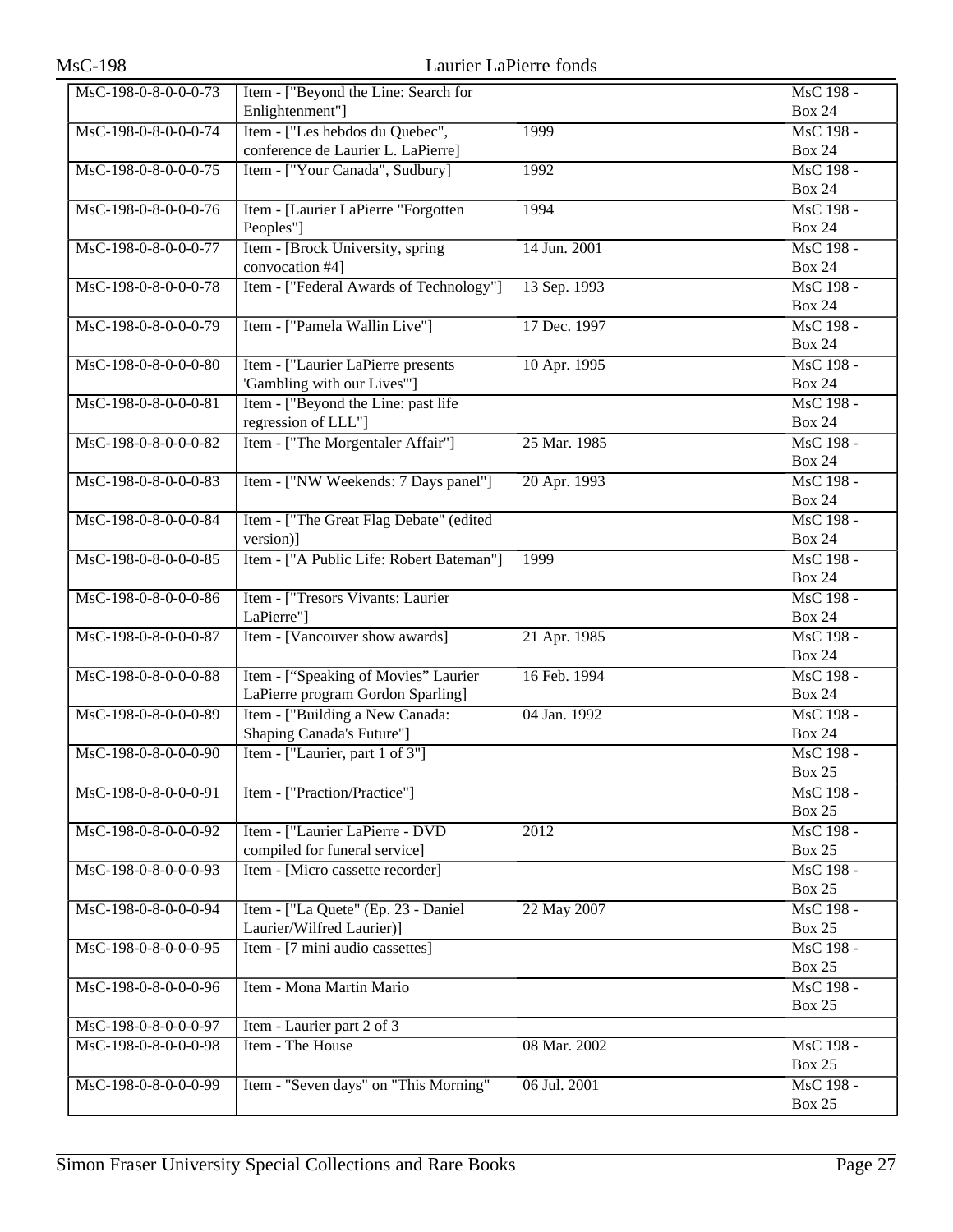| | | | |
|---|---|---|---|
| MsC-198-0-8-0-0-0-73 | Item - ["Beyond the Line: Search for Enlightenment"] | | MsC 198 - Box 24 |
| MsC-198-0-8-0-0-0-74 | Item - ["Les hebdos du Quebec", conference de Laurier L. LaPierre] | 1999 | MsC 198 - Box 24 |
| MsC-198-0-8-0-0-0-75 | Item - ["Your Canada", Sudbury] | 1992 | MsC 198 - Box 24 |
| MsC-198-0-8-0-0-0-76 | Item - [Laurier LaPierre "Forgotten Peoples"] | 1994 | MsC 198 - Box 24 |
| MsC-198-0-8-0-0-0-77 | Item - [Brock University, spring convocation #4] | 14 Jun. 2001 | MsC 198 - Box 24 |
| MsC-198-0-8-0-0-0-78 | Item - ["Federal Awards of Technology"] | 13 Sep. 1993 | MsC 198 - Box 24 |
| MsC-198-0-8-0-0-0-79 | Item - ["Pamela Wallin Live"] | 17 Dec. 1997 | MsC 198 - Box 24 |
| MsC-198-0-8-0-0-0-80 | Item - ["Laurier LaPierre presents 'Gambling with our Lives'"] | 10 Apr. 1995 | MsC 198 - Box 24 |
| MsC-198-0-8-0-0-0-81 | Item - ["Beyond the Line: past life regression of LLL"] | | MsC 198 - Box 24 |
| MsC-198-0-8-0-0-0-82 | Item - ["The Morgentaler Affair"] | 25 Mar. 1985 | MsC 198 - Box 24 |
| MsC-198-0-8-0-0-0-83 | Item - ["NW Weekends: 7 Days panel"] | 20 Apr. 1993 | MsC 198 - Box 24 |
| MsC-198-0-8-0-0-0-84 | Item - ["The Great Flag Debate" (edited version)] | | MsC 198 - Box 24 |
| MsC-198-0-8-0-0-0-85 | Item - ["A Public Life: Robert Bateman"] | 1999 | MsC 198 - Box 24 |
| MsC-198-0-8-0-0-0-86 | Item - ["Tresors Vivants: Laurier LaPierre"] | | MsC 198 - Box 24 |
| MsC-198-0-8-0-0-0-87 | Item - [Vancouver show awards] | 21 Apr. 1985 | MsC 198 - Box 24 |
| MsC-198-0-8-0-0-0-88 | Item - ["Speaking of Movies" Laurier LaPierre program Gordon Sparling] | 16 Feb. 1994 | MsC 198 - Box 24 |
| MsC-198-0-8-0-0-0-89 | Item - ["Building a New Canada: Shaping Canada's Future"] | 04 Jan. 1992 | MsC 198 - Box 24 |
| MsC-198-0-8-0-0-0-90 | Item - ["Laurier, part 1 of 3"] | | MsC 198 - Box 25 |
| MsC-198-0-8-0-0-0-91 | Item - ["Praction/Practice"] | | MsC 198 - Box 25 |
| MsC-198-0-8-0-0-0-92 | Item - ["Laurier LaPierre - DVD compiled for funeral service] | 2012 | MsC 198 - Box 25 |
| MsC-198-0-8-0-0-0-93 | Item - [Micro cassette recorder] | | MsC 198 - Box 25 |
| MsC-198-0-8-0-0-0-94 | Item - ["La Quete" (Ep. 23 - Daniel Laurier/Wilfred Laurier)] | 22 May 2007 | MsC 198 - Box 25 |
| MsC-198-0-8-0-0-0-95 | Item - [7 mini audio cassettes] | | MsC 198 - Box 25 |
| MsC-198-0-8-0-0-0-96 | Item - Mona Martin Mario | | MsC 198 - Box 25 |
| MsC-198-0-8-0-0-0-97 | Item - Laurier part 2 of 3 | | |
| MsC-198-0-8-0-0-0-98 | Item - The House | 08 Mar. 2002 | MsC 198 - Box 25 |
| MsC-198-0-8-0-0-0-99 | Item - "Seven days" on "This Morning" | 06 Jul. 2001 | MsC 198 - Box 25 |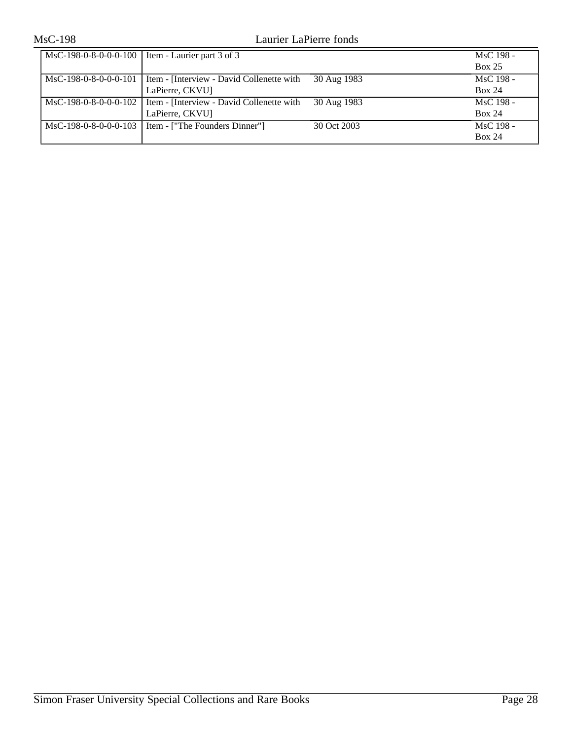| | | | |
|---|---|---|---|
| MsC-198-0-8-0-0-0-100 | Item - Laurier part 3 of 3 | | MsC 198 - Box 25 |
| MsC-198-0-8-0-0-0-101 | Item - [Interview - David Collenette with LaPierre, CKVU] | 30 Aug 1983 | MsC 198 - Box 24 |
| MsC-198-0-8-0-0-0-102 | Item - [Interview - David Collenette with LaPierre, CKVU] | 30 Aug 1983 | MsC 198 - Box 24 |
| MsC-198-0-8-0-0-0-103 | Item - ["The Founders Dinner"] | 30 Oct 2003 | MsC 198 - Box 24 |